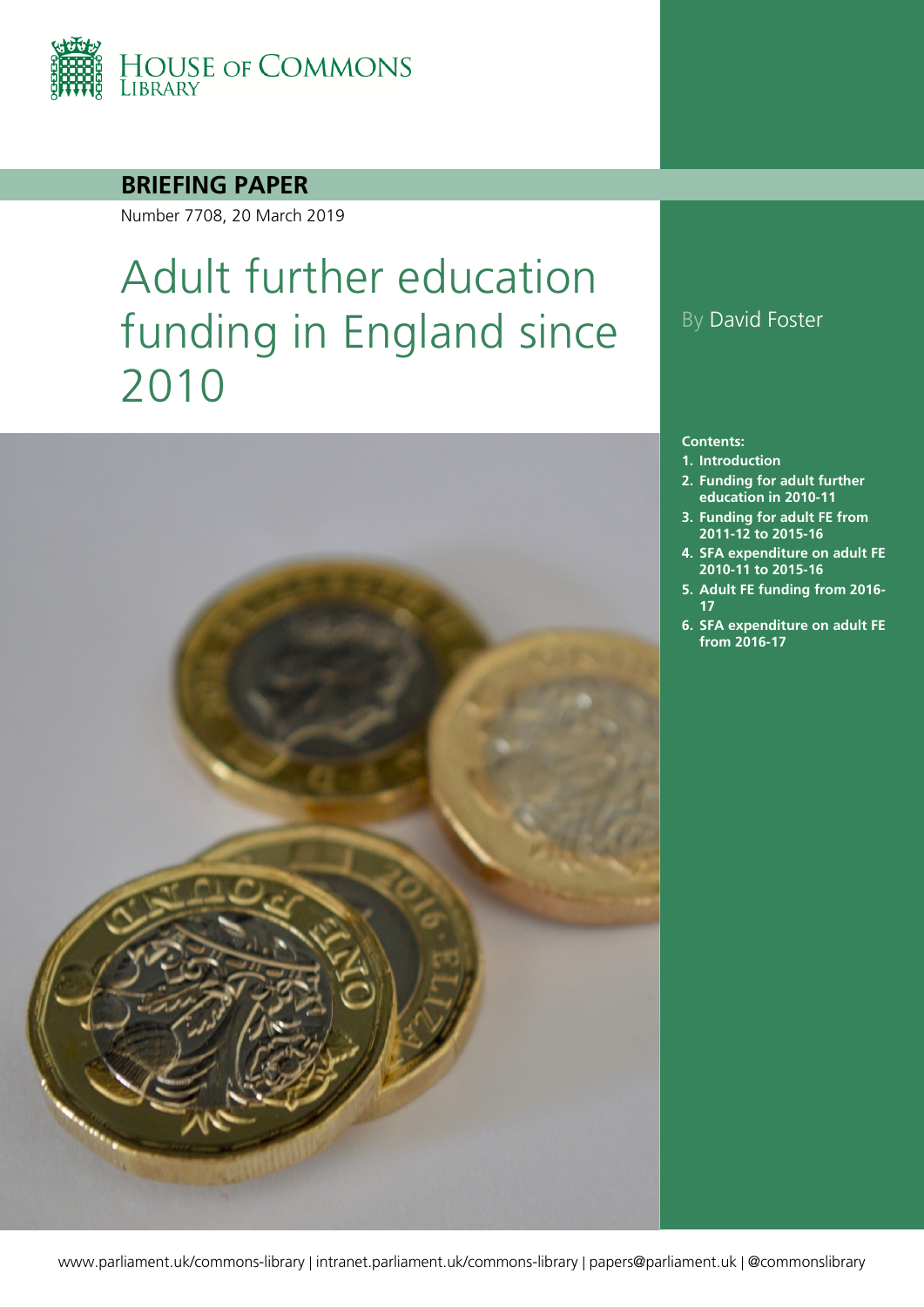HOUSE OF COMMONS LIBRARY

**BRIEFING PAPER**

Number 7708, 20 March 2019

# Adult further education funding in England since 2010

By David Foster

**Contents:**

1. **Introduction**
2. **Funding for adult further education in 2010-11**
3. **Funding for adult FE from 2011-12 to 2015-16**
4. **SFA expenditure on adult FE 2010-11 to 2015-16**
5. **Adult FE funding from 2016-17**
6. **SFA expenditure on adult FE from 2016-17**

www.parliament.uk/commons-library | intranet.parliament.uk/commons-library | papers@parliament.uk | @commonslibrary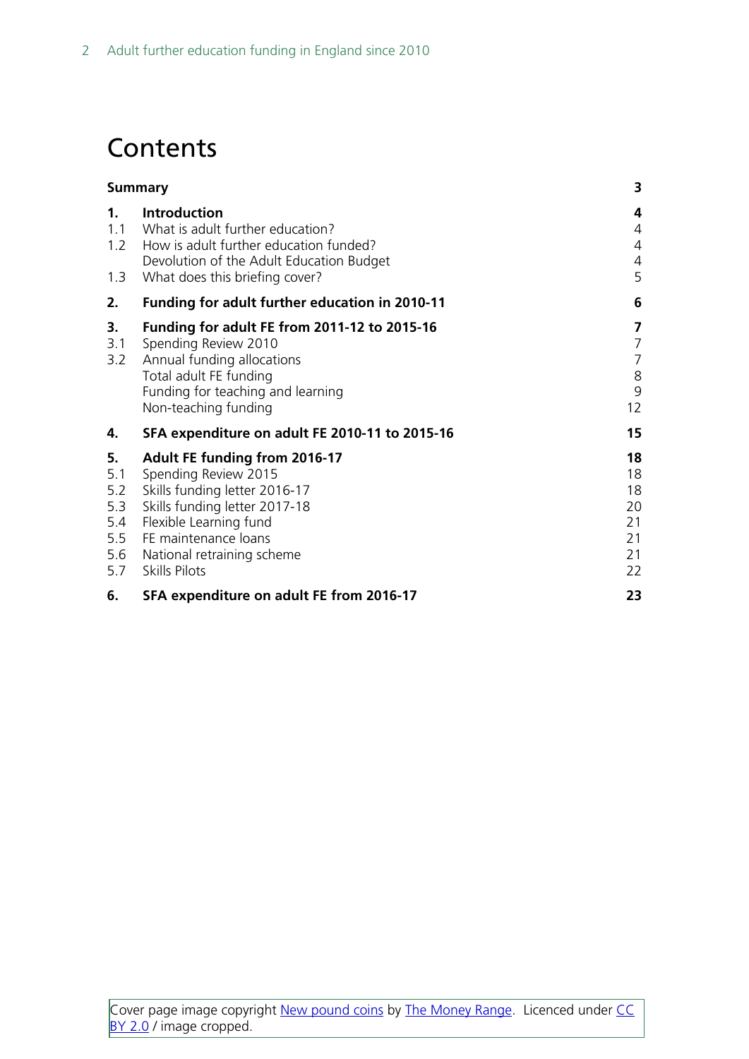# Contents

| | | |
|---|---|---|
| **Summary** | | **3** |
| **1.** | **Introduction** | **4** |
| 1.1 | What is adult further education? | 4 |
| 1.2 | How is adult further education funded? | 4 |
| | Devolution of the Adult Education Budget | 4 |
| 1.3 | What does this briefing cover? | 5 |
| **2.** | **Funding for adult further education in 2010-11** | **6** |
| **3.** | **Funding for adult FE from 2011-12 to 2015-16** | **7** |
| 3.1 | Spending Review 2010 | 7 |
| 3.2 | Annual funding allocations | 7 |
| | Total adult FE funding | 8 |
| | Funding for teaching and learning | 9 |
| | Non-teaching funding | 12 |
| **4.** | **SFA expenditure on adult FE 2010-11 to 2015-16** | **15** |
| **5.** | **Adult FE funding from 2016-17** | **18** |
| 5.1 | Spending Review 2015 | 18 |
| 5.2 | Skills funding letter 2016-17 | 18 |
| 5.3 | Skills funding letter 2017-18 | 20 |
| 5.4 | Flexible Learning fund | 21 |
| 5.5 | FE maintenance loans | 21 |
| 5.6 | National retraining scheme | 21 |
| 5.7 | Skills Pilots | 22 |
| **6.** | **SFA expenditure on adult FE from 2016-17** | **23** |

Cover page image copyright New pound coins by The Money Range. Licenced under CC BY 2.0 / image cropped.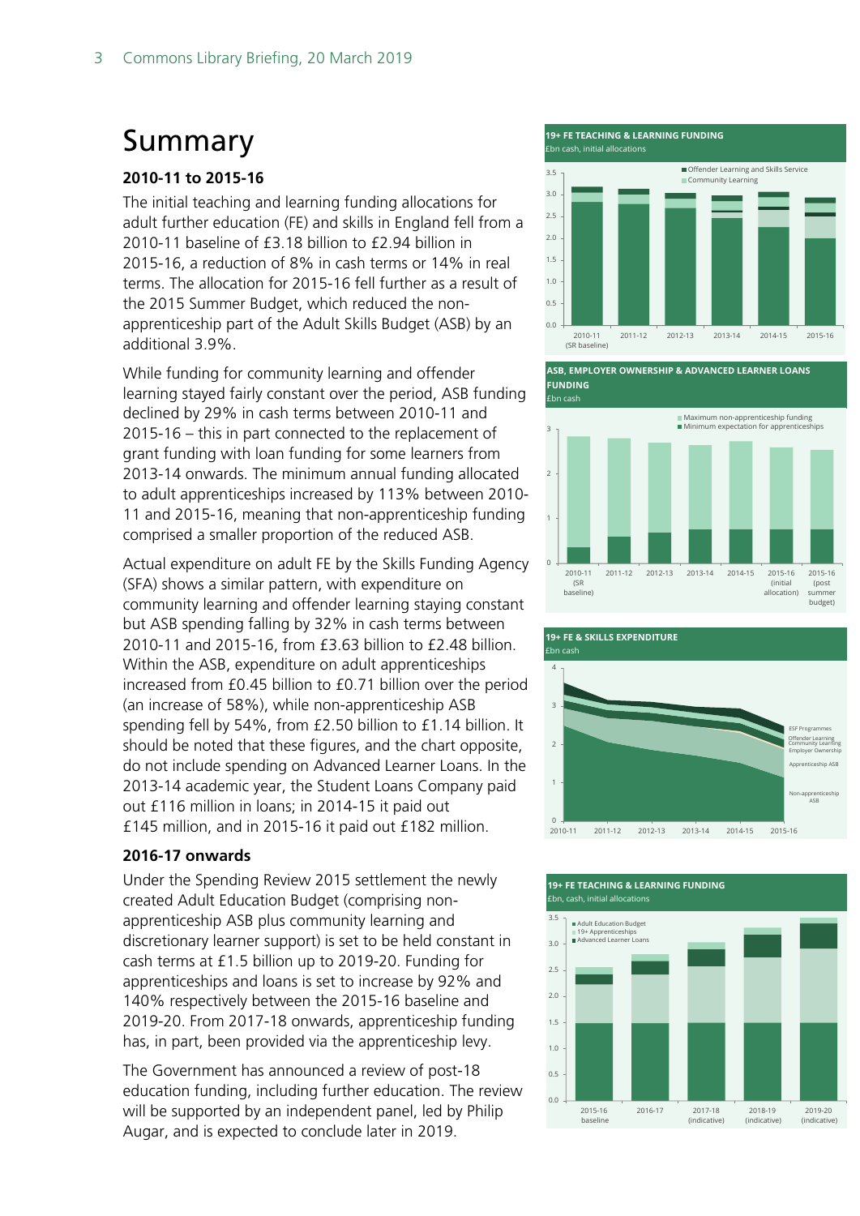# Summary

### 2010-11 to 2015-16

The initial teaching and learning funding allocations for adult further education (FE) and skills in England fell from a 2010-11 baseline of £3.18 billion to £2.94 billion in 2015-16, a reduction of 8% in cash terms or 14% in real terms. The allocation for 2015-16 fell further as a result of the 2015 Summer Budget, which reduced the non-apprenticeship part of the Adult Skills Budget (ASB) by an additional 3.9%.

While funding for community learning and offender learning stayed fairly constant over the period, ASB funding declined by 29% in cash terms between 2010-11 and 2015-16 – this in part connected to the replacement of grant funding with loan funding for some learners from 2013-14 onwards. The minimum annual funding allocated to adult apprenticeships increased by 113% between 2010-11 and 2015-16, meaning that non-apprenticeship funding comprised a smaller proportion of the reduced ASB.

Actual expenditure on adult FE by the Skills Funding Agency (SFA) shows a similar pattern, with expenditure on community learning and offender learning staying constant but ASB spending falling by 32% in cash terms between 2010-11 and 2015-16, from £3.63 billion to £2.48 billion. Within the ASB, expenditure on adult apprenticeships increased from £0.45 billion to £0.71 billion over the period (an increase of 58%), while non-apprenticeship ASB spending fell by 54%, from £2.50 billion to £1.14 billion. It should be noted that these figures, and the chart opposite, do not include spending on Advanced Learner Loans. In the 2013-14 academic year, the Student Loans Company paid out £116 million in loans; in 2014-15 it paid out £145 million, and in 2015-16 it paid out £182 million.

### 2016-17 onwards

Under the Spending Review 2015 settlement the newly created Adult Education Budget (comprising non-apprenticeship ASB plus community learning and discretionary learner support) is set to be held constant in cash terms at £1.5 billion up to 2019-20. Funding for apprenticeships and loans is set to increase by 92% and 140% respectively between the 2015-16 baseline and 2019-20. From 2017-18 onwards, apprenticeship funding has, in part, been provided via the apprenticeship levy.

The Government has announced a review of post-18 education funding, including further education. The review will be supported by an independent panel, led by Philip Augar, and is expected to conclude later in 2019.

**19+ FE TEACHING & LEARNING FUNDING**
£bn cash, initial allocations

Offender Learning and Skills Service
Community Learning

0.0 0.5 1.0 1.5 2.0 2.5 3.0 3.5

2010-11 (SR baseline) 2011-12 2012-13 2013-14 2014-15 2015-16

**ASB, EMPLOYER OWNERSHIP & ADVANCED LEARNER LOANS FUNDING**
£bn cash

Maximum non-apprenticeship funding
Minimum expectation for apprenticeships

0 1 2 3

2010-11 (SR baseline) 2011-12 2012-13 2013-14 2014-15 2015-16 (initial allocation) 2015-16 (post summer budget)

**19+ FE & SKILLS EXPENDITURE**
£bn cash

ESF Programmes
Offender Learning
Community Learning
Employer Ownership
Apprenticeship ASB
Non-apprenticeship ASB

0 1 2 3 4

2010-11 2011-12 2012-13 2013-14 2014-15 2015-16

**19+ FE TEACHING & LEARNING FUNDING**
£bn, cash, initial allocations

Adult Education Budget
19+ Apprenticeships
Advanced Learner Loans

0.0 0.5 1.0 1.5 2.0 2.5 3.0 3.5

2015-16 baseline 2016-17 2017-18 (indicative) 2018-19 (indicative) 2019-20 (indicative)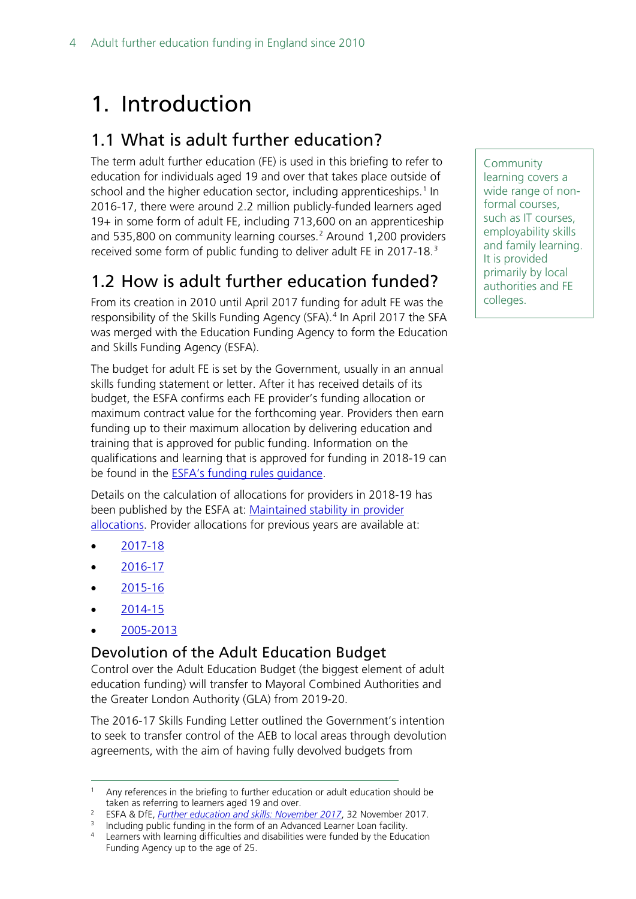# 1. Introduction

## 1.1 What is adult further education?

The term adult further education (FE) is used in this briefing to refer to education for individuals aged 19 and over that takes place outside of school and the higher education sector, including apprenticeships.[1] In 2016-17, there were around 2.2 million publicly-funded learners aged 19+ in some form of adult FE, including 713,600 on an apprenticeship and 535,800 on community learning courses.[2] Around 1,200 providers received some form of public funding to deliver adult FE in 2017-18.[3]

Community learning covers a wide range of non-formal courses, such as IT courses, employability skills and family learning. It is provided primarily by local authorities and FE colleges.

## 1.2 How is adult further education funded?

From its creation in 2010 until April 2017 funding for adult FE was the responsibility of the Skills Funding Agency (SFA).[4] In April 2017 the SFA was merged with the Education Funding Agency to form the Education and Skills Funding Agency (ESFA).

The budget for adult FE is set by the Government, usually in an annual skills funding statement or letter. After it has received details of its budget, the ESFA confirms each FE provider's funding allocation or maximum contract value for the forthcoming year. Providers then earn funding up to their maximum allocation by delivering education and training that is approved for public funding. Information on the qualifications and learning that is approved for funding in 2018-19 can be found in the ESFA's funding rules guidance.

Details on the calculation of allocations for providers in 2018-19 has been published by the ESFA at: Maintained stability in provider allocations. Provider allocations for previous years are available at:

- 2017-18
- 2016-17
- 2015-16
- 2014-15
- 2005-2013

### Devolution of the Adult Education Budget

Control over the Adult Education Budget (the biggest element of adult education funding) will transfer to Mayoral Combined Authorities and the Greater London Authority (GLA) from 2019-20.

The 2016-17 Skills Funding Letter outlined the Government's intention to seek to transfer control of the AEB to local areas through devolution agreements, with the aim of having fully devolved budgets from

---

[1] Any references in the briefing to further education or adult education should be taken as referring to learners aged 19 and over.

[2] ESFA & DfE, *Further education and skills: November 2017*, 32 November 2017.

[3] Including public funding in the form of an Advanced Learner Loan facility.

[4] Learners with learning difficulties and disabilities were funded by the Education Funding Agency up to the age of 25.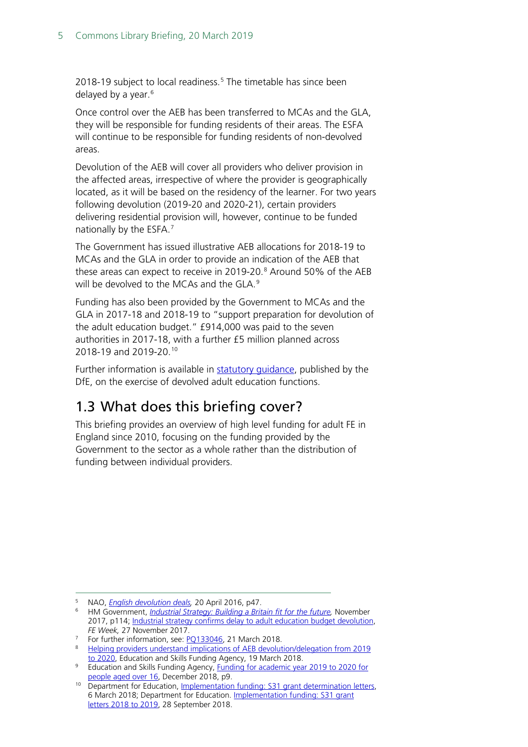2018-19 subject to local readiness.[5] The timetable has since been delayed by a year.[6]

Once control over the AEB has been transferred to MCAs and the GLA, they will be responsible for funding residents of their areas. The ESFA will continue to be responsible for funding residents of non-devolved areas.

Devolution of the AEB will cover all providers who deliver provision in the affected areas, irrespective of where the provider is geographically located, as it will be based on the residency of the learner. For two years following devolution (2019-20 and 2020-21), certain providers delivering residential provision will, however, continue to be funded nationally by the ESFA.[7]

The Government has issued illustrative AEB allocations for 2018-19 to MCAs and the GLA in order to provide an indication of the AEB that these areas can expect to receive in 2019-20.[8] Around 50% of the AEB will be devolved to the MCAs and the GLA.[9]

Funding has also been provided by the Government to MCAs and the GLA in 2017-18 and 2018-19 to "support preparation for devolution of the adult education budget." £914,000 was paid to the seven authorities in 2017-18, with a further £5 million planned across 2018-19 and 2019-20.[10]

Further information is available in statutory guidance, published by the DfE, on the exercise of devolved adult education functions.

## 1.3 What does this briefing cover?

This briefing provides an overview of high level funding for adult FE in England since 2010, focusing on the funding provided by the Government to the sector as a whole rather than the distribution of funding between individual providers.

---

[5] NAO, *English devolution deals,* 20 April 2016, p47.

[6] HM Government, *Industrial Strategy: Building a Britain fit for the future,* November 2017, p114; Industrial strategy confirms delay to adult education budget devolution, *FE Week,* 27 November 2017.

[7] For further information, see: PQ133046, 21 March 2018.

[8] Helping providers understand implications of AEB devolution/delegation from 2019 to 2020, Education and Skills Funding Agency, 19 March 2018.

[9] Education and Skills Funding Agency, Funding for academic year 2019 to 2020 for people aged over 16, December 2018, p9.

[10] Department for Education, Implementation funding: S31 grant determination letters, 6 March 2018; Department for Education. Implementation funding: S31 grant letters 2018 to 2019, 28 September 2018.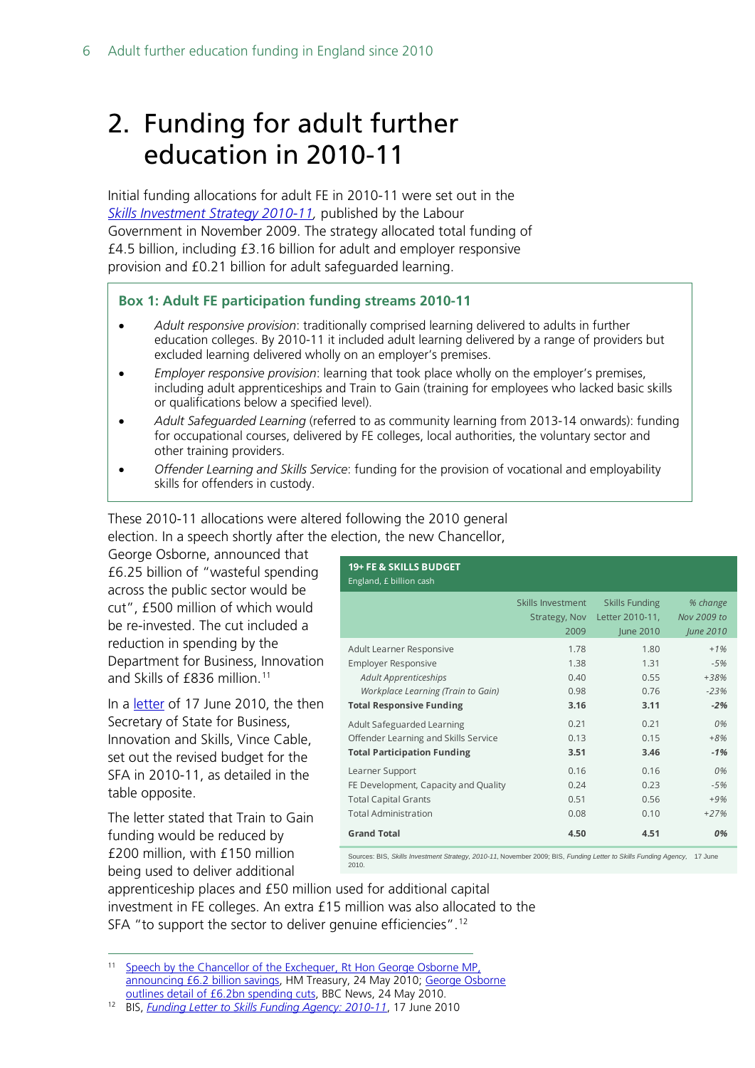# 2. Funding for adult further education in 2010-11

Initial funding allocations for adult FE in 2010-11 were set out in the *Skills Investment Strategy 2010-11*, published by the Labour Government in November 2009. The strategy allocated total funding of £4.5 billion, including £3.16 billion for adult and employer responsive provision and £0.21 billion for adult safeguarded learning.

**Box 1: Adult FE participation funding streams 2010-11**

- *Adult responsive provision*: traditionally comprised learning delivered to adults in further education colleges. By 2010-11 it included adult learning delivered by a range of providers but excluded learning delivered wholly on an employer's premises.
- *Employer responsive provision*: learning that took place wholly on the employer's premises, including adult apprenticeships and Train to Gain (training for employees who lacked basic skills or qualifications below a specified level).
- *Adult Safeguarded Learning* (referred to as community learning from 2013-14 onwards): funding for occupational courses, delivered by FE colleges, local authorities, the voluntary sector and other training providers.
- *Offender Learning and Skills Service*: funding for the provision of vocational and employability skills for offenders in custody.

These 2010-11 allocations were altered following the 2010 general election. In a speech shortly after the election, the new Chancellor, George Osborne, announced that £6.25 billion of "wasteful spending across the public sector would be cut", £500 million of which would be re-invested. The cut included a reduction in spending by the Department for Business, Innovation and Skills of £836 million.[11]

In a letter of 17 June 2010, the then Secretary of State for Business, Innovation and Skills, Vince Cable, set out the revised budget for the SFA in 2010-11, as detailed in the table opposite.

The letter stated that Train to Gain funding would be reduced by £200 million, with £150 million being used to deliver additional apprenticeship places and £50 million used for additional capital investment in FE colleges. An extra £15 million was also allocated to the SFA "to support the sector to deliver genuine efficiencies".[12]

**19+ FE & SKILLS BUDGET**
England, £ billion cash

| | Skills Investment Strategy, Nov 2009 | Skills Funding Letter 2010-11, June 2010 | *% change Nov 2009 to June 2010* |
|---|---|---|---|
| Adult Learner Responsive | 1.78 | 1.80 | *+1%* |
| Employer Responsive | 1.38 | 1.31 | *-5%* |
| *Adult Apprenticeships* | 0.40 | 0.55 | *+38%* |
| *Workplace Learning (Train to Gain)* | 0.98 | 0.76 | *-23%* |
| **Total Responsive Funding** | **3.16** | **3.11** | ***-2%*** |
| Adult Safeguarded Learning | 0.21 | 0.21 | *0%* |
| Offender Learning and Skills Service | 0.13 | 0.15 | *+8%* |
| **Total Participation Funding** | **3.51** | **3.46** | ***-1%*** |
| Learner Support | 0.16 | 0.16 | *0%* |
| FE Development, Capacity and Quality | 0.24 | 0.23 | *-5%* |
| Total Capital Grants | 0.51 | 0.56 | *+9%* |
| Total Administration | 0.08 | 0.10 | *+27%* |
| **Grand Total** | **4.50** | **4.51** | ***0%*** |

Sources: BIS, *Skills Investment Strategy, 2010-11*, November 2009; BIS, *Funding Letter to Skills Funding Agency*, 17 June 2010.

[11] Speech by the Chancellor of the Exchequer, Rt Hon George Osborne MP, announcing £6.2 billion savings, HM Treasury, 24 May 2010; George Osborne outlines detail of £6.2bn spending cuts, BBC News, 24 May 2010.

[12] BIS, *Funding Letter to Skills Funding Agency: 2010-11*, 17 June 2010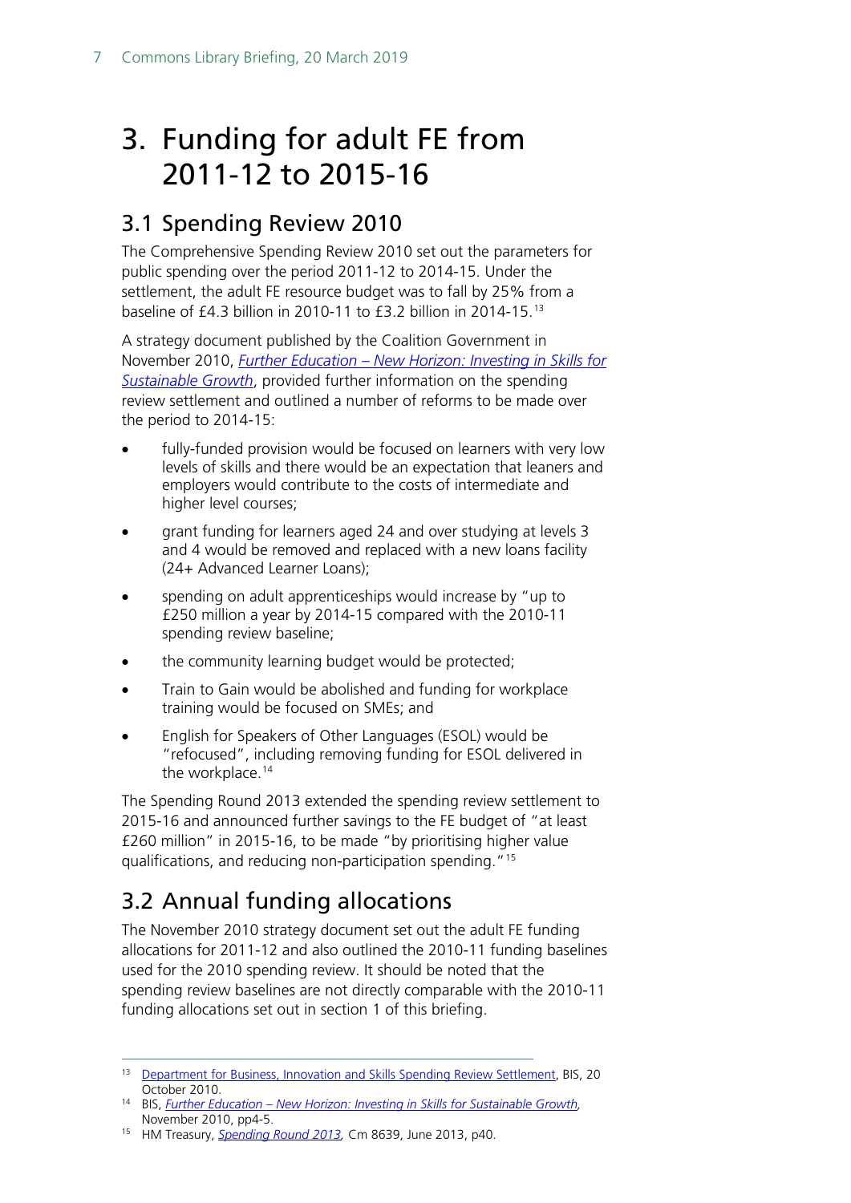# 3. Funding for adult FE from 2011-12 to 2015-16

## 3.1 Spending Review 2010

The Comprehensive Spending Review 2010 set out the parameters for public spending over the period 2011-12 to 2014-15. Under the settlement, the adult FE resource budget was to fall by 25% from a baseline of £4.3 billion in 2010-11 to £3.2 billion in 2014-15.[13]

A strategy document published by the Coalition Government in November 2010, *Further Education – New Horizon: Investing in Skills for Sustainable Growth*, provided further information on the spending review settlement and outlined a number of reforms to be made over the period to 2014-15:

- fully-funded provision would be focused on learners with very low levels of skills and there would be an expectation that leaners and employers would contribute to the costs of intermediate and higher level courses;
- grant funding for learners aged 24 and over studying at levels 3 and 4 would be removed and replaced with a new loans facility (24+ Advanced Learner Loans);
- spending on adult apprenticeships would increase by "up to £250 million a year by 2014-15 compared with the 2010-11 spending review baseline;
- the community learning budget would be protected;
- Train to Gain would be abolished and funding for workplace training would be focused on SMEs; and
- English for Speakers of Other Languages (ESOL) would be "refocused", including removing funding for ESOL delivered in the workplace.[14]

The Spending Round 2013 extended the spending review settlement to 2015-16 and announced further savings to the FE budget of "at least £260 million" in 2015-16, to be made "by prioritising higher value qualifications, and reducing non-participation spending."[15]

## 3.2 Annual funding allocations

The November 2010 strategy document set out the adult FE funding allocations for 2011-12 and also outlined the 2010-11 funding baselines used for the 2010 spending review. It should be noted that the spending review baselines are not directly comparable with the 2010-11 funding allocations set out in section 1 of this briefing.

---

[13] Department for Business, Innovation and Skills Spending Review Settlement, BIS, 20 October 2010.

[14] BIS, *Further Education – New Horizon: Investing in Skills for Sustainable Growth*, November 2010, pp4-5.

[15] HM Treasury, *Spending Round 2013*, Cm 8639, June 2013, p40.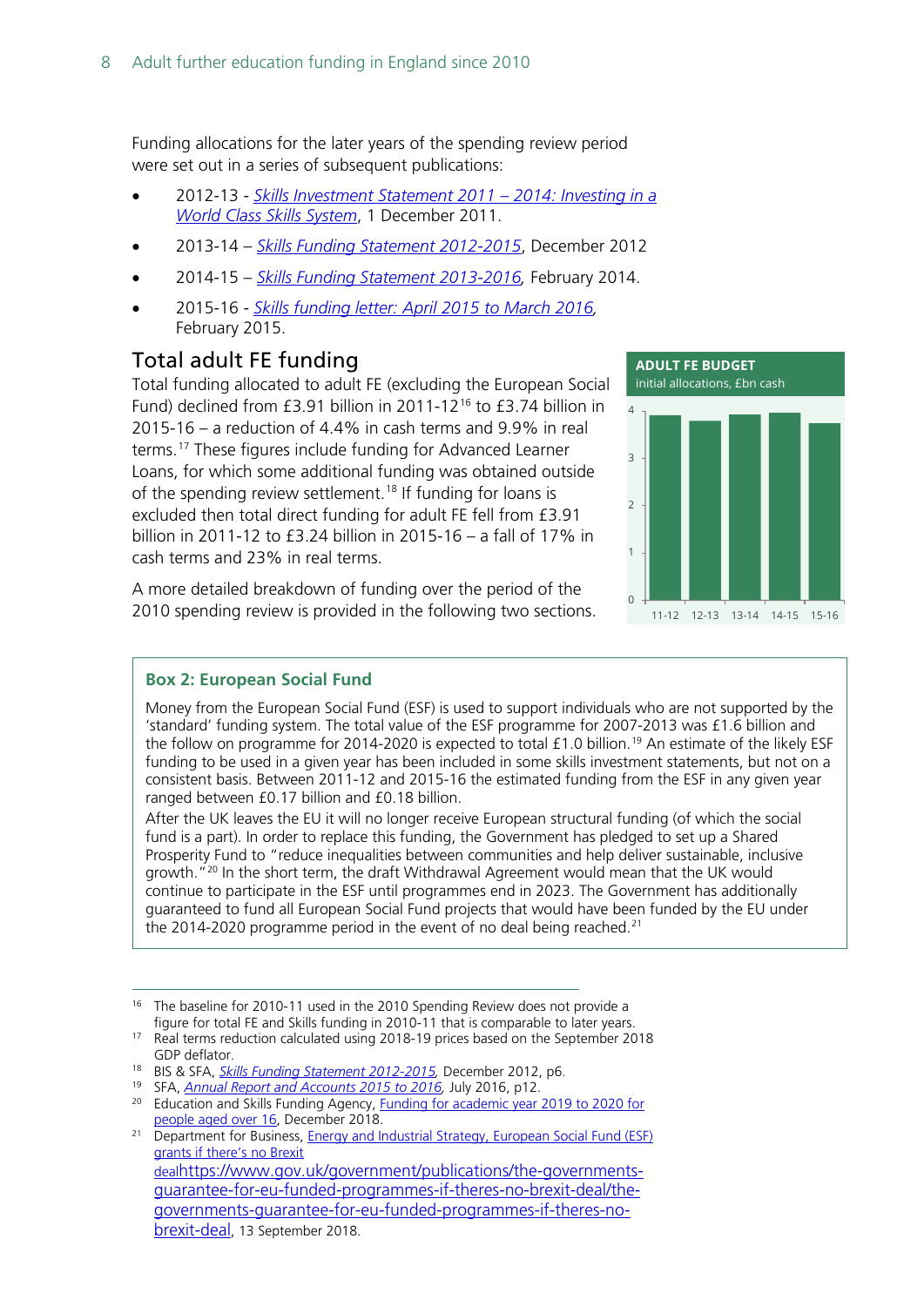Funding allocations for the later years of the spending review period were set out in a series of subsequent publications:

- 2012-13 - *Skills Investment Statement 2011 – 2014: Investing in a World Class Skills System*, 1 December 2011.
- 2013-14 – *Skills Funding Statement 2012-2015*, December 2012
- 2014-15 – *Skills Funding Statement 2013-2016*, February 2014.
- 2015-16 - *Skills funding letter: April 2015 to March 2016*, February 2015.

## Total adult FE funding

Total funding allocated to adult FE (excluding the European Social Fund) declined from £3.91 billion in 2011-12[16] to £3.74 billion in 2015-16 – a reduction of 4.4% in cash terms and 9.9% in real terms.[17] These figures include funding for Advanced Learner Loans, for which some additional funding was obtained outside of the spending review settlement.[18] If funding for loans is excluded then total direct funding for adult FE fell from £3.91 billion in 2011-12 to £3.24 billion in 2015-16 – a fall of 17% in cash terms and 23% in real terms.

A more detailed breakdown of funding over the period of the 2010 spending review is provided in the following two sections.

**ADULT FE BUDGET**
initial allocations, £bn cash

4
3
2
1
0

11-12 12-13 13-14 14-15 15-16

### Box 2: European Social Fund

Money from the European Social Fund (ESF) is used to support individuals who are not supported by the 'standard' funding system. The total value of the ESF programme for 2007-2013 was £1.6 billion and the follow on programme for 2014-2020 is expected to total £1.0 billion.[19] An estimate of the likely ESF funding to be used in a given year has been included in some skills investment statements, but not on a consistent basis. Between 2011-12 and 2015-16 the estimated funding from the ESF in any given year ranged between £0.17 billion and £0.18 billion.

After the UK leaves the EU it will no longer receive European structural funding (of which the social fund is a part). In order to replace this funding, the Government has pledged to set up a Shared Prosperity Fund to "reduce inequalities between communities and help deliver sustainable, inclusive growth."[20] In the short term, the draft Withdrawal Agreement would mean that the UK would continue to participate in the ESF until programmes end in 2023. The Government has additionally guaranteed to fund all European Social Fund projects that would have been funded by the EU under the 2014-2020 programme period in the event of no deal being reached.[21]

---

[16] The baseline for 2010-11 used in the 2010 Spending Review does not provide a figure for total FE and Skills funding in 2010-11 that is comparable to later years.

[17] Real terms reduction calculated using 2018-19 prices based on the September 2018 GDP deflator.

[18] BIS & SFA, *Skills Funding Statement 2012-2015*, December 2012, p6.

[19] SFA, *Annual Report and Accounts 2015 to 2016*, July 2016, p12.

[20] Education and Skills Funding Agency, Funding for academic year 2019 to 2020 for people aged over 16, December 2018.

[21] Department for Business, Energy and Industrial Strategy, European Social Fund (ESF) grants if there's no Brexit dealhttps://www.gov.uk/government/publications/the-governments-guarantee-for-eu-funded-programmes-if-theres-no-brexit-deal/the-governments-guarantee-for-eu-funded-programmes-if-theres-no-brexit-deal, 13 September 2018.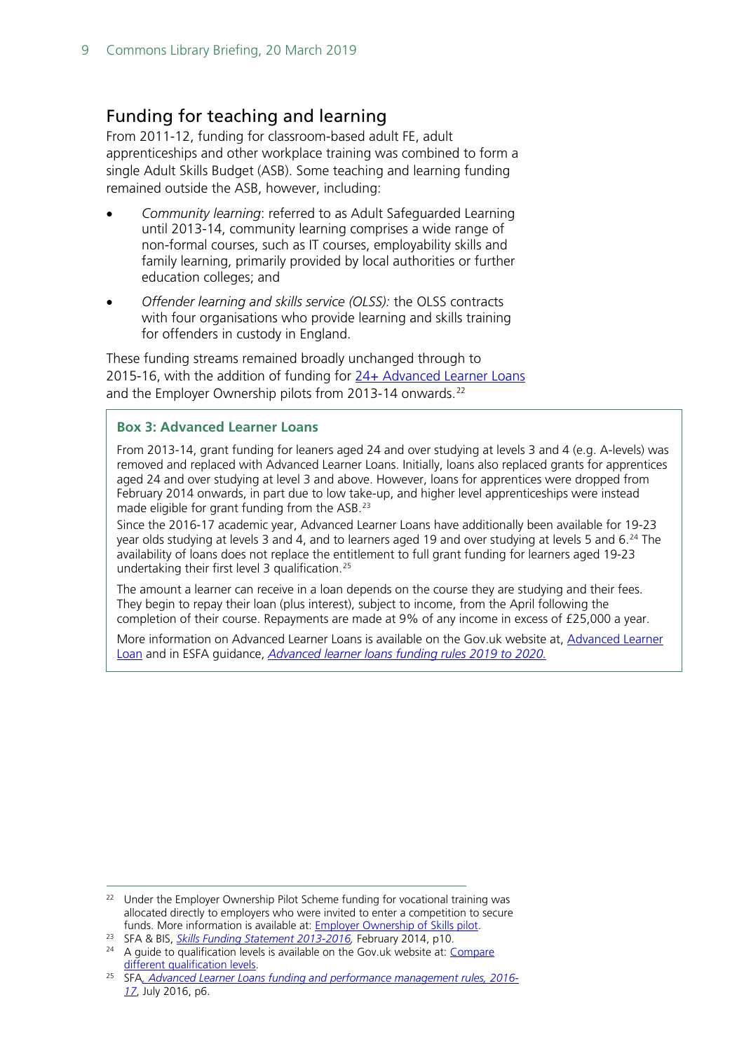## Funding for teaching and learning

From 2011-12, funding for classroom-based adult FE, adult apprenticeships and other workplace training was combined to form a single Adult Skills Budget (ASB). Some teaching and learning funding remained outside the ASB, however, including:

- *Community learning*: referred to as Adult Safeguarded Learning until 2013-14, community learning comprises a wide range of non-formal courses, such as IT courses, employability skills and family learning, primarily provided by local authorities or further education colleges; and
- *Offender learning and skills service (OLSS):* the OLSS contracts with four organisations who provide learning and skills training for offenders in custody in England.

These funding streams remained broadly unchanged through to 2015-16, with the addition of funding for 24+ Advanced Learner Loans and the Employer Ownership pilots from 2013-14 onwards.[22]

> **Box 3: Advanced Learner Loans**
>
> From 2013-14, grant funding for leaners aged 24 and over studying at levels 3 and 4 (e.g. A-levels) was removed and replaced with Advanced Learner Loans. Initially, loans also replaced grants for apprentices aged 24 and over studying at level 3 and above. However, loans for apprentices were dropped from February 2014 onwards, in part due to low take-up, and higher level apprenticeships were instead made eligible for grant funding from the ASB.[23]
>
> Since the 2016-17 academic year, Advanced Learner Loans have additionally been available for 19-23 year olds studying at levels 3 and 4, and to learners aged 19 and over studying at levels 5 and 6.[24] The availability of loans does not replace the entitlement to full grant funding for learners aged 19-23 undertaking their first level 3 qualification.[25]
>
> The amount a learner can receive in a loan depends on the course they are studying and their fees. They begin to repay their loan (plus interest), subject to income, from the April following the completion of their course. Repayments are made at 9% of any income in excess of £25,000 a year.
>
> More information on Advanced Learner Loans is available on the Gov.uk website at, Advanced Learner Loan and in ESFA guidance, *Advanced learner loans funding rules 2019 to 2020.*

[22] Under the Employer Ownership Pilot Scheme funding for vocational training was allocated directly to employers who were invited to enter a competition to secure funds. More information is available at: Employer Ownership of Skills pilot.

[23] SFA & BIS, *Skills Funding Statement 2013-2016,* February 2014, p10.

[24] A guide to qualification levels is available on the Gov.uk website at: Compare different qualification levels.

[25] SFA, *Advanced Learner Loans funding and performance management rules, 2016-17*, July 2016, p6.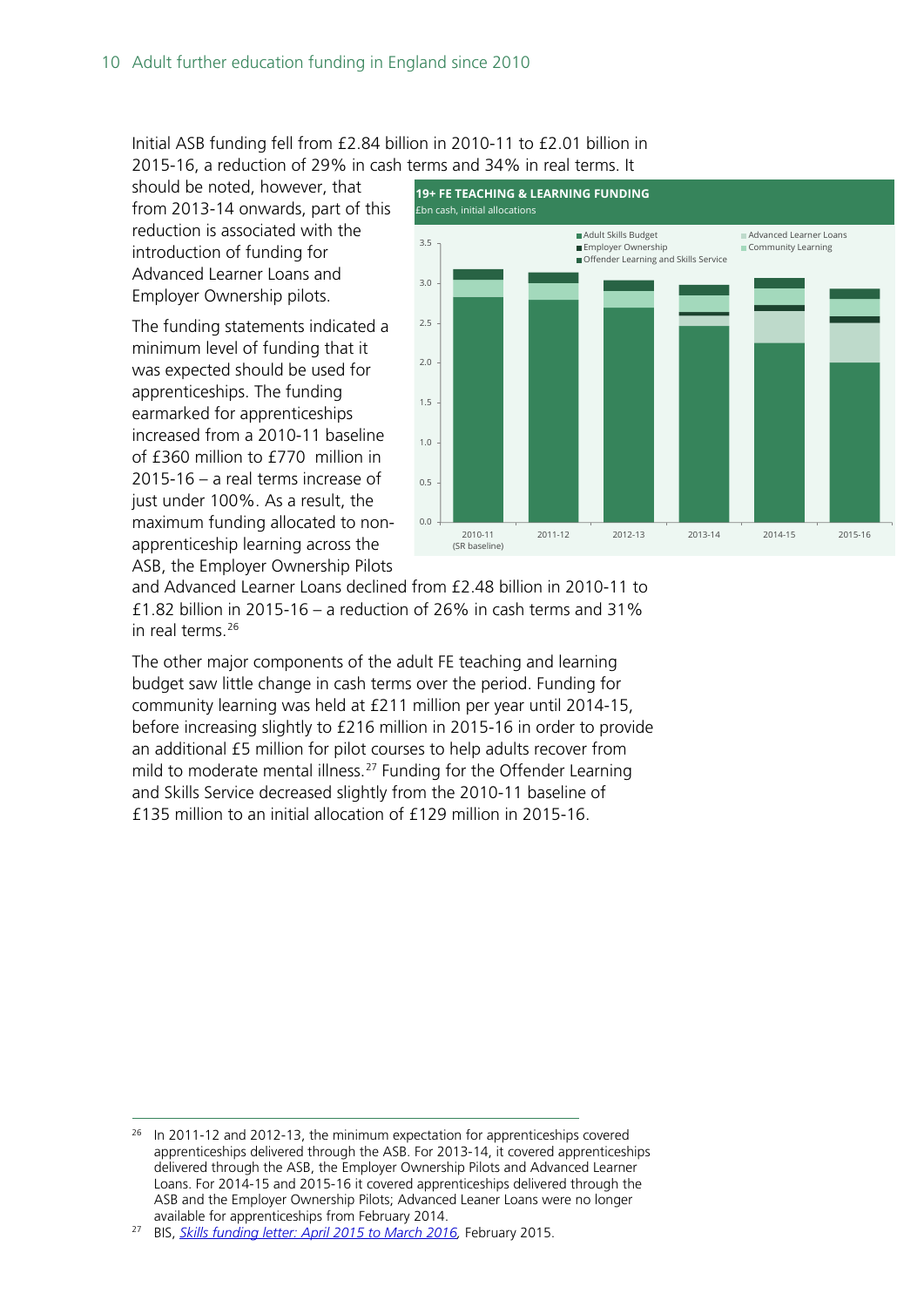Initial ASB funding fell from £2.84 billion in 2010-11 to £2.01 billion in 2015-16, a reduction of 29% in cash terms and 34% in real terms. It should be noted, however, that from 2013-14 onwards, part of this reduction is associated with the introduction of funding for Advanced Learner Loans and Employer Ownership pilots.

**19+ FE TEACHING & LEARNING FUNDING**

£bn cash, initial allocations

Adult Skills Budget
Employer Ownership
Offender Learning and Skills Service
Advanced Learner Loans
Community Learning

3.5
3.0
2.5
2.0
1.5
1.0
0.5
0.0

2010-11 (SR baseline)
2011-12
2012-13
2013-14
2014-15
2015-16

The funding statements indicated a minimum level of funding that it was expected should be used for apprenticeships. The funding earmarked for apprenticeships increased from a 2010-11 baseline of £360 million to £770 million in 2015-16 – a real terms increase of just under 100%. As a result, the maximum funding allocated to non-apprenticeship learning across the ASB, the Employer Ownership Pilots and Advanced Learner Loans declined from £2.48 billion in 2010-11 to £1.82 billion in 2015-16 – a reduction of 26% in cash terms and 31% in real terms.[26]

The other major components of the adult FE teaching and learning budget saw little change in cash terms over the period. Funding for community learning was held at £211 million per year until 2014-15, before increasing slightly to £216 million in 2015-16 in order to provide an additional £5 million for pilot courses to help adults recover from mild to moderate mental illness.[27] Funding for the Offender Learning and Skills Service decreased slightly from the 2010-11 baseline of £135 million to an initial allocation of £129 million in 2015-16.

---

[26] In 2011-12 and 2012-13, the minimum expectation for apprenticeships covered apprenticeships delivered through the ASB. For 2013-14, it covered apprenticeships delivered through the ASB, the Employer Ownership Pilots and Advanced Learner Loans. For 2014-15 and 2015-16 it covered apprenticeships delivered through the ASB and the Employer Ownership Pilots; Advanced Leaner Loans were no longer available for apprenticeships from February 2014.

[27] BIS, *Skills funding letter: April 2015 to March 2016*, February 2015.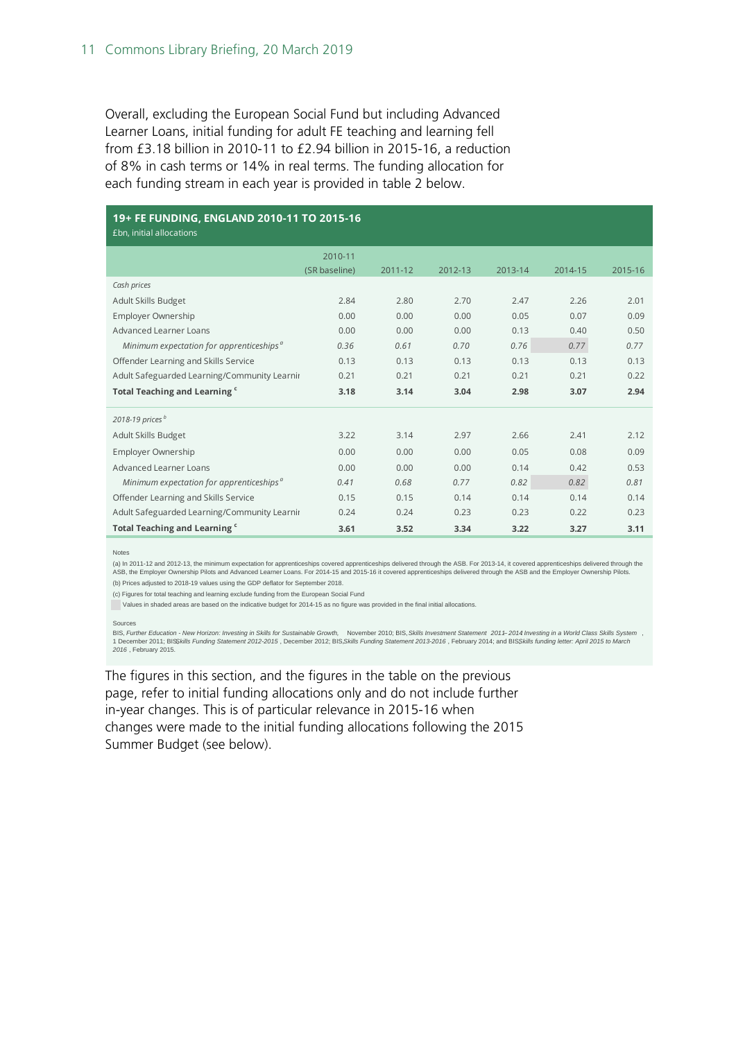Overall, excluding the European Social Fund but including Advanced Learner Loans, initial funding for adult FE teaching and learning fell from £3.18 billion in 2010-11 to £2.94 billion in 2015-16, a reduction of 8% in cash terms or 14% in real terms. The funding allocation for each funding stream in each year is provided in table 2 below.

**19+ FE FUNDING, ENGLAND 2010-11 TO 2015-16**

£bn, initial allocations

| | 2010-11 (SR baseline) | 2011-12 | 2012-13 | 2013-14 | 2014-15 | 2015-16 |
|---|---|---|---|---|---|---|
| *Cash prices* | | | | | | |
| Adult Skills Budget | 2.84 | 2.80 | 2.70 | 2.47 | 2.26 | 2.01 |
| Employer Ownership | 0.00 | 0.00 | 0.00 | 0.05 | 0.07 | 0.09 |
| Advanced Learner Loans | 0.00 | 0.00 | 0.00 | 0.13 | 0.40 | 0.50 |
| *Minimum expectation for apprenticeships* [a] | *0.36* | *0.61* | *0.70* | *0.76* | *0.77* | *0.77* |
| Offender Learning and Skills Service | 0.13 | 0.13 | 0.13 | 0.13 | 0.13 | 0.13 |
| Adult Safeguarded Learning/Community Learnir | 0.21 | 0.21 | 0.21 | 0.21 | 0.21 | 0.22 |
| **Total Teaching and Learning** [c] | **3.18** | **3.14** | **3.04** | **2.98** | **3.07** | **2.94** |
| *2018-19 prices* [b] | | | | | | |
| Adult Skills Budget | 3.22 | 3.14 | 2.97 | 2.66 | 2.41 | 2.12 |
| Employer Ownership | 0.00 | 0.00 | 0.00 | 0.05 | 0.08 | 0.09 |
| Advanced Learner Loans | 0.00 | 0.00 | 0.00 | 0.14 | 0.42 | 0.53 |
| *Minimum expectation for apprenticeships* [a] | *0.41* | *0.68* | *0.77* | *0.82* | *0.82* | *0.81* |
| Offender Learning and Skills Service | 0.15 | 0.15 | 0.14 | 0.14 | 0.14 | 0.14 |
| Adult Safeguarded Learning/Community Learnir | 0.24 | 0.24 | 0.23 | 0.23 | 0.22 | 0.23 |
| **Total Teaching and Learning** [c] | **3.61** | **3.52** | **3.34** | **3.22** | **3.27** | **3.11** |

Notes

(a) In 2011-12 and 2012-13, the minimum expectation for apprenticeships covered apprenticeships delivered through the ASB. For 2013-14, it covered apprenticeships delivered through the ASB, the Employer Ownership Pilots and Advanced Learner Loans. For 2014-15 and 2015-16 it covered apprenticeships delivered through the ASB and the Employer Ownership Pilots.

(b) Prices adjusted to 2018-19 values using the GDP deflator for September 2018.

(c) Figures for total teaching and learning exclude funding from the European Social Fund

Values in shaded areas are based on the indicative budget for 2014-15 as no figure was provided in the final initial allocations.

Sources

BIS, *Further Education - New Horizon: Investing in Skills for Sustainable Growth*, November 2010; BIS, *Skills Investment Statement 2011-2014 Investing in a World Class Skills System*, 1 December 2011; BIS, *Skills Funding Statement 2012-2015*, December 2012; BIS, *Skills Funding Statement 2013-2016*, February 2014; and BIS, *Skills funding letter: April 2015 to March 2016*, February 2015.

The figures in this section, and the figures in the table on the previous page, refer to initial funding allocations only and do not include further in-year changes. This is of particular relevance in 2015-16 when changes were made to the initial funding allocations following the 2015 Summer Budget (see below).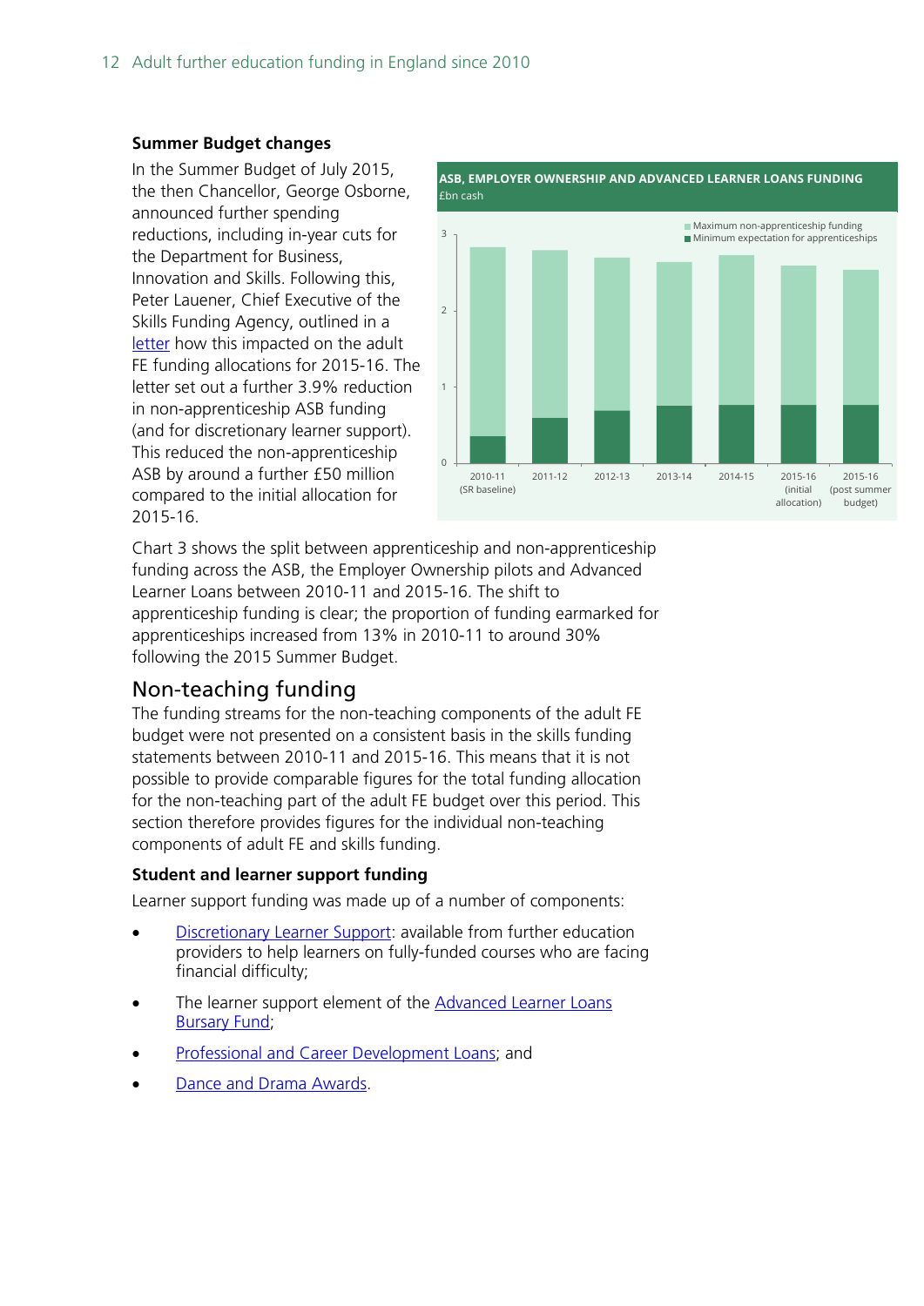### Summer Budget changes

In the Summer Budget of July 2015, the then Chancellor, George Osborne, announced further spending reductions, including in-year cuts for the Department for Business, Innovation and Skills. Following this, Peter Lauener, Chief Executive of the Skills Funding Agency, outlined in a letter how this impacted on the adult FE funding allocations for 2015-16. The letter set out a further 3.9% reduction in non-apprenticeship ASB funding (and for discretionary learner support). This reduced the non-apprenticeship ASB by around a further £50 million compared to the initial allocation for 2015-16.

ASB, EMPLOYER OWNERSHIP AND ADVANCED LEARNER LOANS FUNDING
£bn cash

Maximum non-apprenticeship funding
Minimum expectation for apprenticeships

3
2
1
0

2010-11 (SR baseline)
2011-12
2012-13
2013-14
2014-15
2015-16 (initial allocation)
2015-16 (post summer budget)

Chart 3 shows the split between apprenticeship and non-apprenticeship funding across the ASB, the Employer Ownership pilots and Advanced Learner Loans between 2010-11 and 2015-16. The shift to apprenticeship funding is clear; the proportion of funding earmarked for apprenticeships increased from 13% in 2010-11 to around 30% following the 2015 Summer Budget.

## Non-teaching funding

The funding streams for the non-teaching components of the adult FE budget were not presented on a consistent basis in the skills funding statements between 2010-11 and 2015-16. This means that it is not possible to provide comparable figures for the total funding allocation for the non-teaching part of the adult FE budget over this period. This section therefore provides figures for the individual non-teaching components of adult FE and skills funding.

### Student and learner support funding

Learner support funding was made up of a number of components:

- Discretionary Learner Support: available from further education providers to help learners on fully-funded courses who are facing financial difficulty;
- The learner support element of the Advanced Learner Loans Bursary Fund;
- Professional and Career Development Loans; and
- Dance and Drama Awards.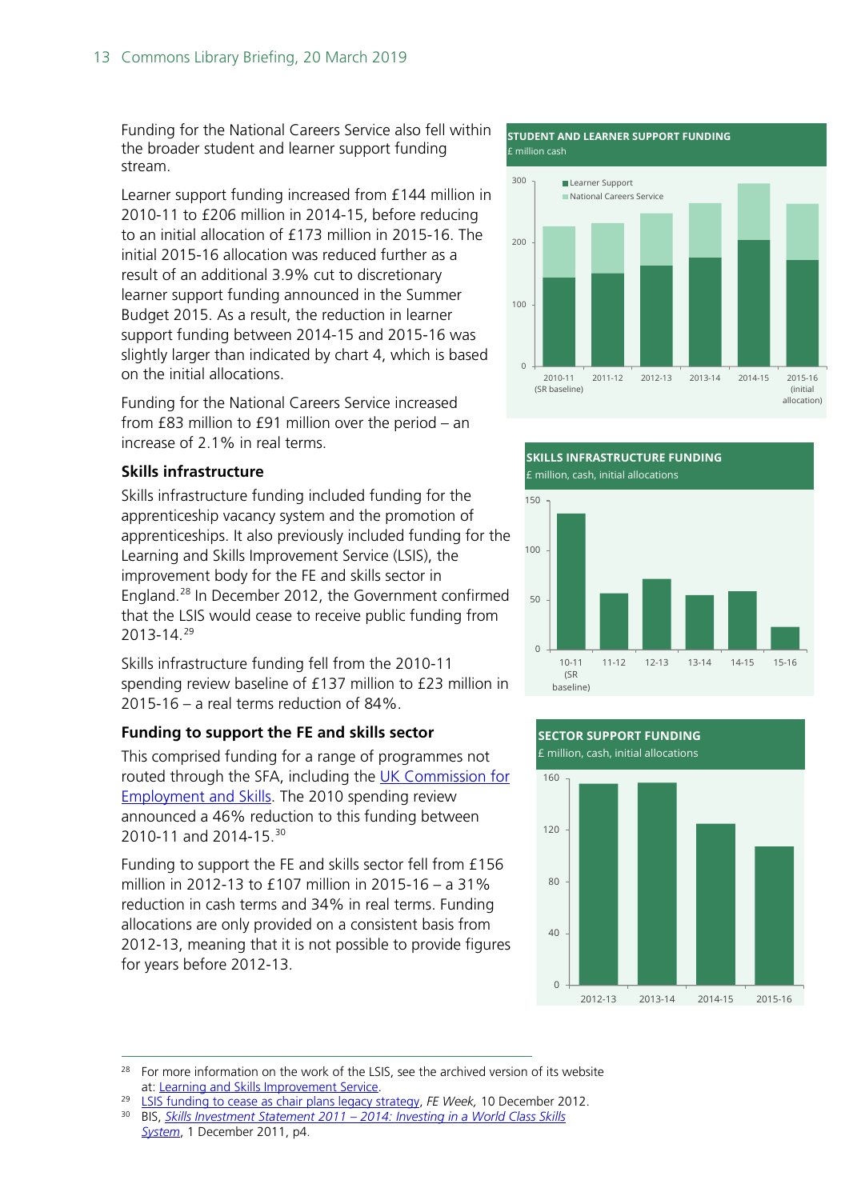Funding for the National Careers Service also fell within the broader student and learner support funding stream.

Learner support funding increased from £144 million in 2010-11 to £206 million in 2014-15, before reducing to an initial allocation of £173 million in 2015-16. The initial 2015-16 allocation was reduced further as a result of an additional 3.9% cut to discretionary learner support funding announced in the Summer Budget 2015. As a result, the reduction in learner support funding between 2014-15 and 2015-16 was slightly larger than indicated by chart 4, which is based on the initial allocations.

Funding for the National Careers Service increased from £83 million to £91 million over the period – an increase of 2.1% in real terms.

**STUDENT AND LEARNER SUPPORT FUNDING**
£ million cash

Learner Support
National Careers Service

300
200
100
0

2010-11 (SR baseline)
2011-12
2012-13
2013-14
2014-15
2015-16 (initial allocation)

### Skills infrastructure

Skills infrastructure funding included funding for the apprenticeship vacancy system and the promotion of apprenticeships. It also previously included funding for the Learning and Skills Improvement Service (LSIS), the improvement body for the FE and skills sector in England.[28] In December 2012, the Government confirmed that the LSIS would cease to receive public funding from 2013-14.[29]

Skills infrastructure funding fell from the 2010-11 spending review baseline of £137 million to £23 million in 2015-16 – a real terms reduction of 84%.

**SKILLS INFRASTRUCTURE FUNDING**
£ million, cash, initial allocations

150
100
50
0

10-11 (SR baseline)
11-12
12-13
13-14
14-15
15-16

### Funding to support the FE and skills sector

This comprised funding for a range of programmes not routed through the SFA, including the [UK Commission for Employment and Skills](). The 2010 spending review announced a 46% reduction to this funding between 2010-11 and 2014-15.[30]

Funding to support the FE and skills sector fell from £156 million in 2012-13 to £107 million in 2015-16 – a 31% reduction in cash terms and 34% in real terms. Funding allocations are only provided on a consistent basis from 2012-13, meaning that it is not possible to provide figures for years before 2012-13.

**SECTOR SUPPORT FUNDING**
£ million, cash, initial allocations

160
120
80
40
0

2012-13
2013-14
2014-15
2015-16

---

[28] For more information on the work of the LSIS, see the archived version of its website at: [Learning and Skills Improvement Service]().

[29] [LSIS funding to cease as chair plans legacy strategy](), *FE Week,* 10 December 2012.

[30] BIS, *[Skills Investment Statement 2011 – 2014: Investing in a World Class Skills System]()*, 1 December 2011, p4.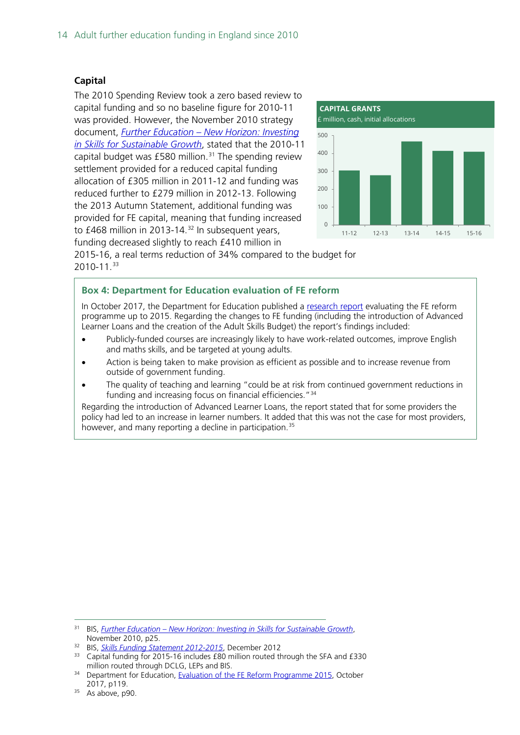### Capital

The 2010 Spending Review took a zero based review to capital funding and so no baseline figure for 2010-11 was provided. However, the November 2010 strategy document, *Further Education – New Horizon: Investing in Skills for Sustainable Growth*, stated that the 2010-11 capital budget was £580 million.[31] The spending review settlement provided for a reduced capital funding allocation of £305 million in 2011-12 and funding was reduced further to £279 million in 2012-13. Following the 2013 Autumn Statement, additional funding was provided for FE capital, meaning that funding increased to £468 million in 2013-14.[32] In subsequent years, funding decreased slightly to reach £410 million in 2015-16, a real terms reduction of 34% compared to the budget for 2010-11.[33]

**CAPITAL GRANTS**
£ million, cash, initial allocations

500
400
300
200
100
0

11-12 12-13 13-14 14-15 15-16

> **Box 4: Department for Education evaluation of FE reform**
>
> In October 2017, the Department for Education published a research report evaluating the FE reform programme up to 2015. Regarding the changes to FE funding (including the introduction of Advanced Learner Loans and the creation of the Adult Skills Budget) the report's findings included:
>
> - Publicly-funded courses are increasingly likely to have work-related outcomes, improve English and maths skills, and be targeted at young adults.
> - Action is being taken to make provision as efficient as possible and to increase revenue from outside of government funding.
> - The quality of teaching and learning "could be at risk from continued government reductions in funding and increasing focus on financial efficiencies."[34]
>
> Regarding the introduction of Advanced Learner Loans, the report stated that for some providers the policy had led to an increase in learner numbers. It added that this was not the case for most providers, however, and many reporting a decline in participation.[35]

---

[31] BIS, *Further Education – New Horizon: Investing in Skills for Sustainable Growth*, November 2010, p25.

[32] BIS, *Skills Funding Statement 2012-2015*, December 2012

[33] Capital funding for 2015-16 includes £80 million routed through the SFA and £330 million routed through DCLG, LEPs and BIS.

[34] Department for Education, Evaluation of the FE Reform Programme 2015, October 2017, p119.

[35] As above, p90.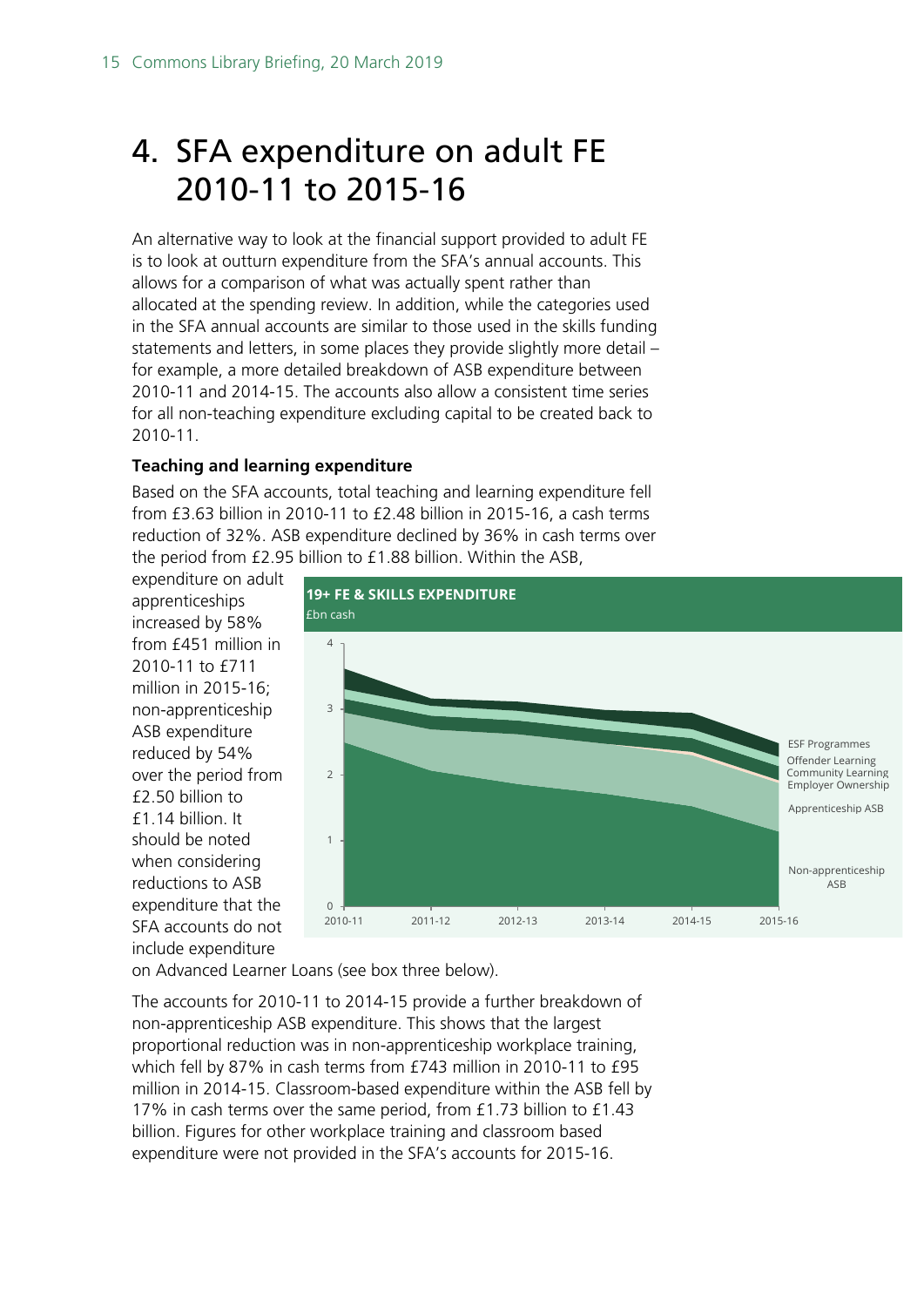# 4. SFA expenditure on adult FE 2010-11 to 2015-16

An alternative way to look at the financial support provided to adult FE is to look at outturn expenditure from the SFA's annual accounts. This allows for a comparison of what was actually spent rather than allocated at the spending review. In addition, while the categories used in the SFA annual accounts are similar to those used in the skills funding statements and letters, in some places they provide slightly more detail – for example, a more detailed breakdown of ASB expenditure between 2010-11 and 2014-15. The accounts also allow a consistent time series for all non-teaching expenditure excluding capital to be created back to 2010-11.

**Teaching and learning expenditure**

Based on the SFA accounts, total teaching and learning expenditure fell from £3.63 billion in 2010-11 to £2.48 billion in 2015-16, a cash terms reduction of 32%. ASB expenditure declined by 36% in cash terms over the period from £2.95 billion to £1.88 billion. Within the ASB, expenditure on adult apprenticeships increased by 58% from £451 million in 2010-11 to £711 million in 2015-16; non-apprenticeship ASB expenditure reduced by 54% over the period from £2.50 billion to £1.14 billion. It should be noted when considering reductions to ASB expenditure that the SFA accounts do not include expenditure on Advanced Learner Loans (see box three below).

**19+ FE & SKILLS EXPENDITURE**

£bn cash

4
3
2
1
0

2010-11
2011-12
2012-13
2013-14
2014-15
2015-16

ESF Programmes
Offender Learning
Community Learning
Employer Ownership
Apprenticeship ASB
Non-apprenticeship ASB

The accounts for 2010-11 to 2014-15 provide a further breakdown of non-apprenticeship ASB expenditure. This shows that the largest proportional reduction was in non-apprenticeship workplace training, which fell by 87% in cash terms from £743 million in 2010-11 to £95 million in 2014-15. Classroom-based expenditure within the ASB fell by 17% in cash terms over the same period, from £1.73 billion to £1.43 billion. Figures for other workplace training and classroom based expenditure were not provided in the SFA's accounts for 2015-16.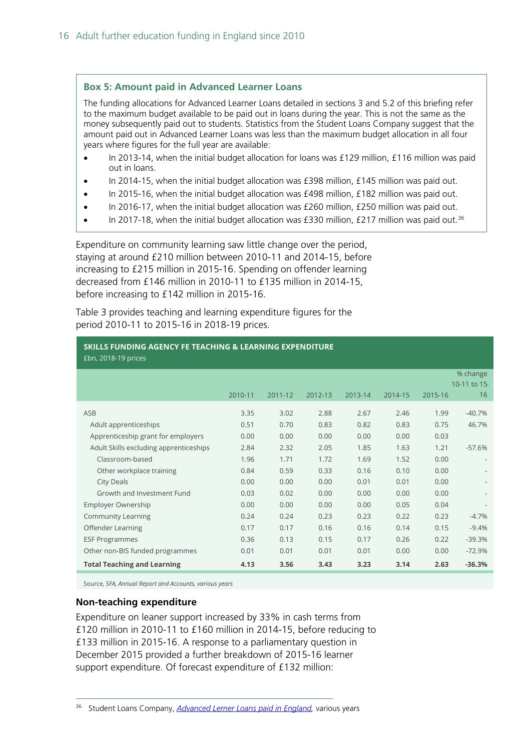### Box 5: Amount paid in Advanced Learner Loans

The funding allocations for Advanced Learner Loans detailed in sections 3 and 5.2 of this briefing refer to the maximum budget available to be paid out in loans during the year. This is not the same as the money subsequently paid out to students. Statistics from the Student Loans Company suggest that the amount paid out in Advanced Learner Loans was less than the maximum budget allocation in all four years where figures for the full year are available:

- In 2013-14, when the initial budget allocation for loans was £129 million, £116 million was paid out in loans.
- In 2014-15, when the initial budget allocation was £398 million, £145 million was paid out.
- In 2015-16, when the initial budget allocation was £498 million, £182 million was paid out.
- In 2016-17, when the initial budget allocation was £260 million, £250 million was paid out.
- In 2017-18, when the initial budget allocation was £330 million, £217 million was paid out.[36]

Expenditure on community learning saw little change over the period, staying at around £210 million between 2010-11 and 2014-15, before increasing to £215 million in 2015-16. Spending on offender learning decreased from £146 million in 2010-11 to £135 million in 2014-15, before increasing to £142 million in 2015-16.

Table 3 provides teaching and learning expenditure figures for the period 2010-11 to 2015-16 in 2018-19 prices.

**SKILLS FUNDING AGENCY FE TEACHING & LEARNING EXPENDITURE**
£bn, 2018-19 prices

| | 2010-11 | 2011-12 | 2012-13 | 2013-14 | 2014-15 | 2015-16 | % change 10-11 to 15-16 |
|---|---|---|---|---|---|---|---|
| ASB | 3.35 | 3.02 | 2.88 | 2.67 | 2.46 | 1.99 | -40.7% |
| Adult apprenticeships | 0.51 | 0.70 | 0.83 | 0.82 | 0.83 | 0.75 | 46.7% |
| Apprenticeship grant for employers | 0.00 | 0.00 | 0.00 | 0.00 | 0.00 | 0.03 | |
| Adult Skills excluding apprenticeships | 2.84 | 2.32 | 2.05 | 1.85 | 1.63 | 1.21 | -57.6% |
| Classroom-based | 1.96 | 1.71 | 1.72 | 1.69 | 1.52 | 0.00 | - |
| Other workplace training | 0.84 | 0.59 | 0.33 | 0.16 | 0.10 | 0.00 | - |
| City Deals | 0.00 | 0.00 | 0.00 | 0.01 | 0.01 | 0.00 | - |
| Growth and Investment Fund | 0.03 | 0.02 | 0.00 | 0.00 | 0.00 | 0.00 | - |
| Employer Ownership | 0.00 | 0.00 | 0.00 | 0.00 | 0.05 | 0.04 | - |
| Community Learning | 0.24 | 0.24 | 0.23 | 0.23 | 0.22 | 0.23 | -4.7% |
| Offender Learning | 0.17 | 0.17 | 0.16 | 0.16 | 0.14 | 0.15 | -9.4% |
| ESF Programmes | 0.36 | 0.13 | 0.15 | 0.17 | 0.26 | 0.22 | -39.3% |
| Other non-BIS funded programmes | 0.01 | 0.01 | 0.01 | 0.01 | 0.00 | 0.00 | -72.9% |
| **Total Teaching and Learning** | **4.13** | **3.56** | **3.43** | **3.23** | **3.14** | **2.63** | **-36.3%** |

Source, *SFA, Annual Report and Accounts, various years*

### Non-teaching expenditure

Expenditure on leaner support increased by 33% in cash terms from £120 million in 2010-11 to £160 million in 2014-15, before reducing to £133 million in 2015-16. A response to a parliamentary question in December 2015 provided a further breakdown of 2015-16 learner support expenditure. Of forecast expenditure of £132 million:

---

[36] Student Loans Company, *Advanced Lerner Loans paid in England*, various years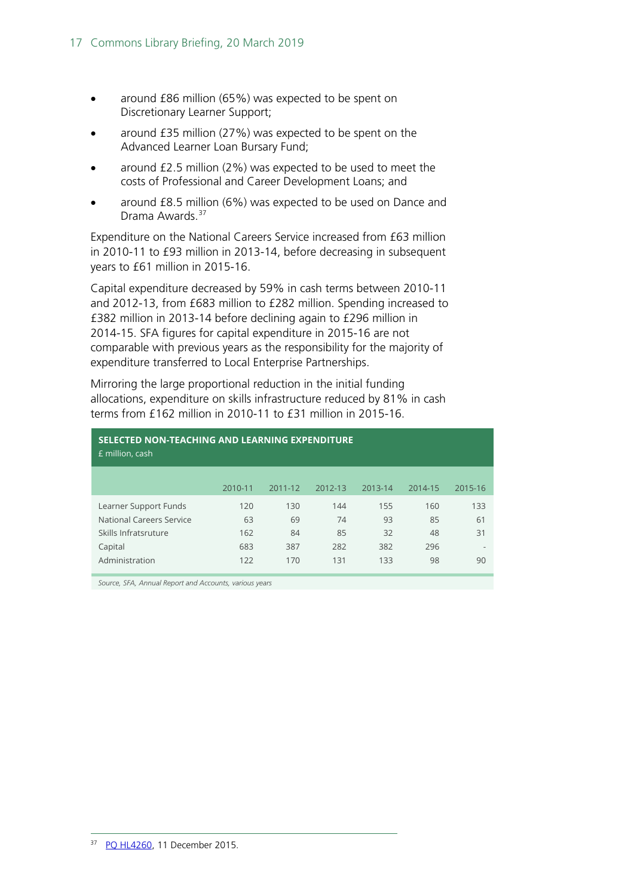- around £86 million (65%) was expected to be spent on Discretionary Learner Support;
- around £35 million (27%) was expected to be spent on the Advanced Learner Loan Bursary Fund;
- around £2.5 million (2%) was expected to be used to meet the costs of Professional and Career Development Loans; and
- around £8.5 million (6%) was expected to be used on Dance and Drama Awards.[37]

Expenditure on the National Careers Service increased from £63 million in 2010-11 to £93 million in 2013-14, before decreasing in subsequent years to £61 million in 2015-16.

Capital expenditure decreased by 59% in cash terms between 2010-11 and 2012-13, from £683 million to £282 million. Spending increased to £382 million in 2013-14 before declining again to £296 million in 2014-15. SFA figures for capital expenditure in 2015-16 are not comparable with previous years as the responsibility for the majority of expenditure transferred to Local Enterprise Partnerships.

Mirroring the large proportional reduction in the initial funding allocations, expenditure on skills infrastructure reduced by 81% in cash terms from £162 million in 2010-11 to £31 million in 2015-16.

**SELECTED NON-TEACHING AND LEARNING EXPENDITURE**
£ million, cash

| | 2010-11 | 2011-12 | 2012-13 | 2013-14 | 2014-15 | 2015-16 |
|---|---|---|---|---|---|---|
| Learner Support Funds | 120 | 130 | 144 | 155 | 160 | 133 |
| National Careers Service | 63 | 69 | 74 | 93 | 85 | 61 |
| Skills Infratsruture | 162 | 84 | 85 | 32 | 48 | 31 |
| Capital | 683 | 387 | 282 | 382 | 296 | - |
| Administration | 122 | 170 | 131 | 133 | 98 | 90 |

*Source, SFA, Annual Report and Accounts, various years*

[37] PQ HL4260, 11 December 2015.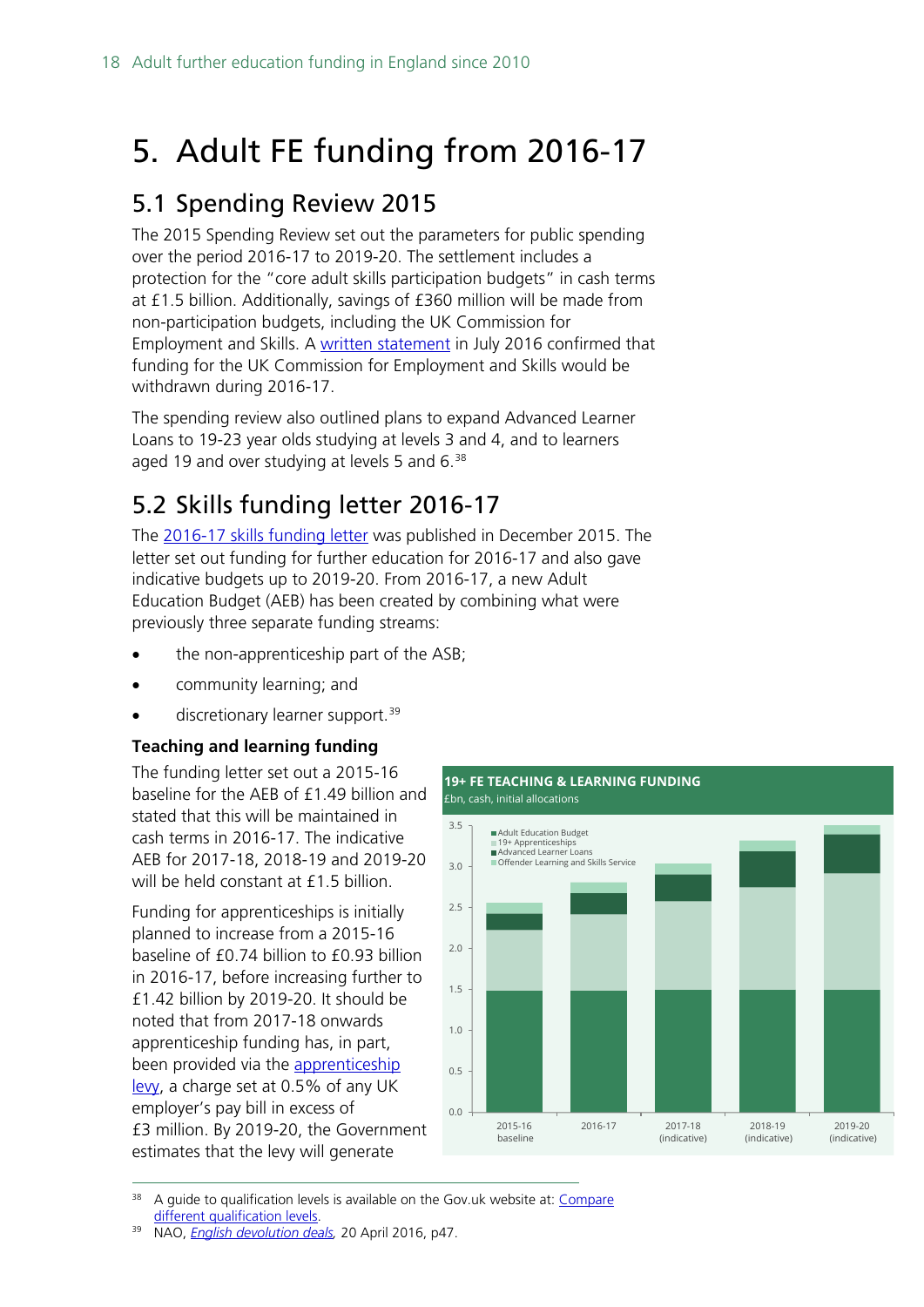# 5. Adult FE funding from 2016-17

## 5.1 Spending Review 2015

The 2015 Spending Review set out the parameters for public spending over the period 2016-17 to 2019-20. The settlement includes a protection for the "core adult skills participation budgets" in cash terms at £1.5 billion. Additionally, savings of £360 million will be made from non-participation budgets, including the UK Commission for Employment and Skills. A written statement in July 2016 confirmed that funding for the UK Commission for Employment and Skills would be withdrawn during 2016-17.

The spending review also outlined plans to expand Advanced Learner Loans to 19-23 year olds studying at levels 3 and 4, and to learners aged 19 and over studying at levels 5 and 6.[38]

## 5.2 Skills funding letter 2016-17

The 2016-17 skills funding letter was published in December 2015. The letter set out funding for further education for 2016-17 and also gave indicative budgets up to 2019-20. From 2016-17, a new Adult Education Budget (AEB) has been created by combining what were previously three separate funding streams:

- the non-apprenticeship part of the ASB;
- community learning; and
- discretionary learner support.[39]

**Teaching and learning funding**

The funding letter set out a 2015-16 baseline for the AEB of £1.49 billion and stated that this will be maintained in cash terms in 2016-17. The indicative AEB for 2017-18, 2018-19 and 2019-20 will be held constant at £1.5 billion.

Funding for apprenticeships is initially planned to increase from a 2015-16 baseline of £0.74 billion to £0.93 billion in 2016-17, before increasing further to £1.42 billion by 2019-20. It should be noted that from 2017-18 onwards apprenticeship funding has, in part, been provided via the apprenticeship levy, a charge set at 0.5% of any UK employer's pay bill in excess of £3 million. By 2019-20, the Government estimates that the levy will generate

**19+ FE TEACHING & LEARNING FUNDING**
£bn, cash, initial allocations

Adult Education Budget
19+ Apprenticeships
Advanced Learner Loans
Offender Learning and Skills Service

3.5
3.0
2.5
2.0
1.5
1.0
0.5
0.0

2015-16 baseline
2016-17
2017-18 (indicative)
2018-19 (indicative)
2019-20 (indicative)

---

38 A guide to qualification levels is available on the Gov.uk website at: Compare different qualification levels.

39 NAO, *English devolution deals*, 20 April 2016, p47.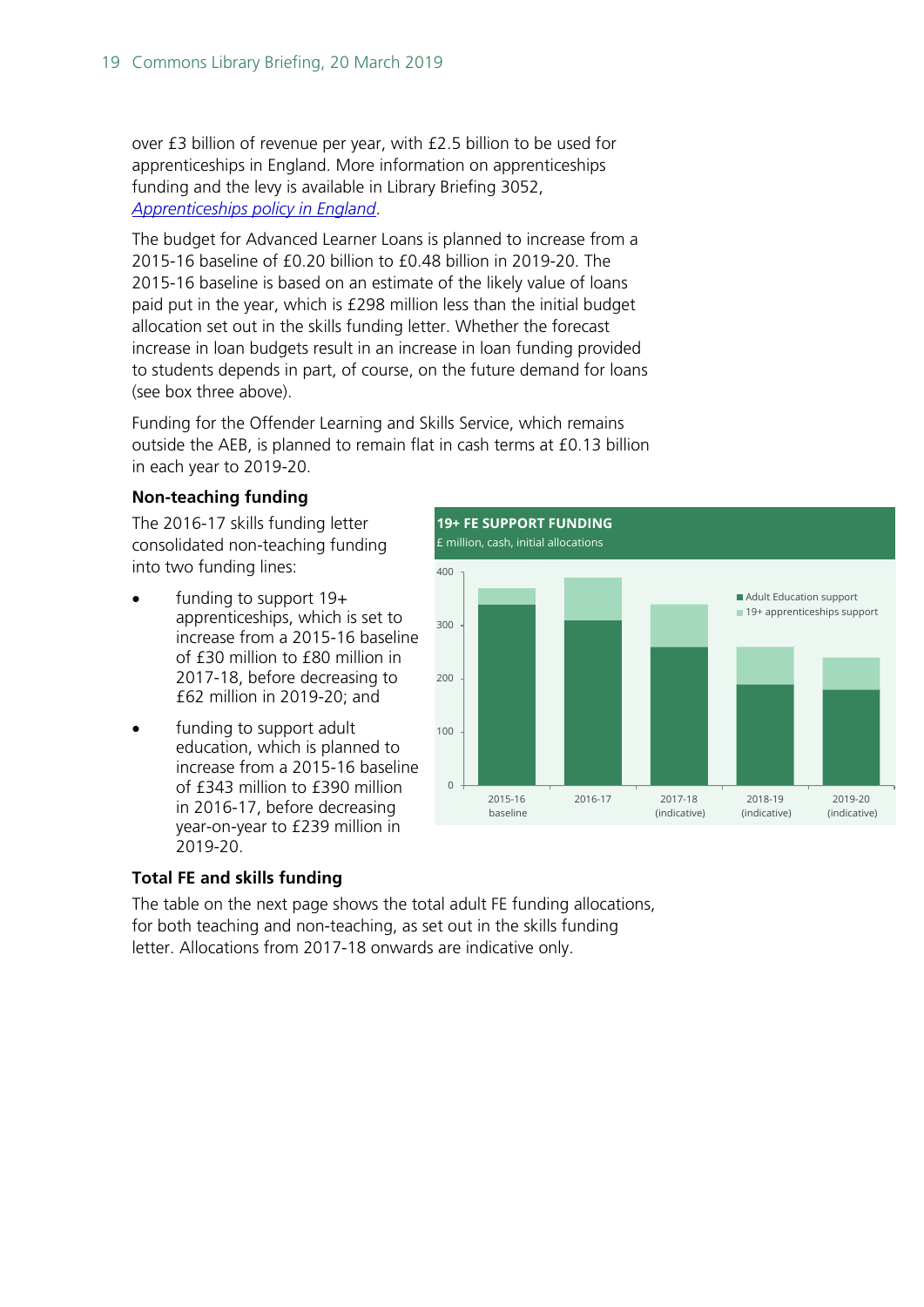over £3 billion of revenue per year, with £2.5 billion to be used for apprenticeships in England. More information on apprenticeships funding and the levy is available in Library Briefing 3052, *Apprenticeships policy in England*.

The budget for Advanced Learner Loans is planned to increase from a 2015-16 baseline of £0.20 billion to £0.48 billion in 2019-20. The 2015-16 baseline is based on an estimate of the likely value of loans paid put in the year, which is £298 million less than the initial budget allocation set out in the skills funding letter. Whether the forecast increase in loan budgets result in an increase in loan funding provided to students depends in part, of course, on the future demand for loans (see box three above).

Funding for the Offender Learning and Skills Service, which remains outside the AEB, is planned to remain flat in cash terms at £0.13 billion in each year to 2019-20.

### Non-teaching funding

The 2016-17 skills funding letter consolidated non-teaching funding into two funding lines:

- funding to support 19+ apprenticeships, which is set to increase from a 2015-16 baseline of £30 million to £80 million in 2017-18, before decreasing to £62 million in 2019-20; and
- funding to support adult education, which is planned to increase from a 2015-16 baseline of £343 million to £390 million in 2016-17, before decreasing year-on-year to £239 million in 2019-20.

**19+ FE SUPPORT FUNDING**

£ million, cash, initial allocations

400
300
200
100
0

2015-16 baseline
2016-17
2017-18 (indicative)
2018-19 (indicative)
2019-20 (indicative)

Adult Education support
19+ apprenticeships support

### Total FE and skills funding

The table on the next page shows the total adult FE funding allocations, for both teaching and non-teaching, as set out in the skills funding letter. Allocations from 2017-18 onwards are indicative only.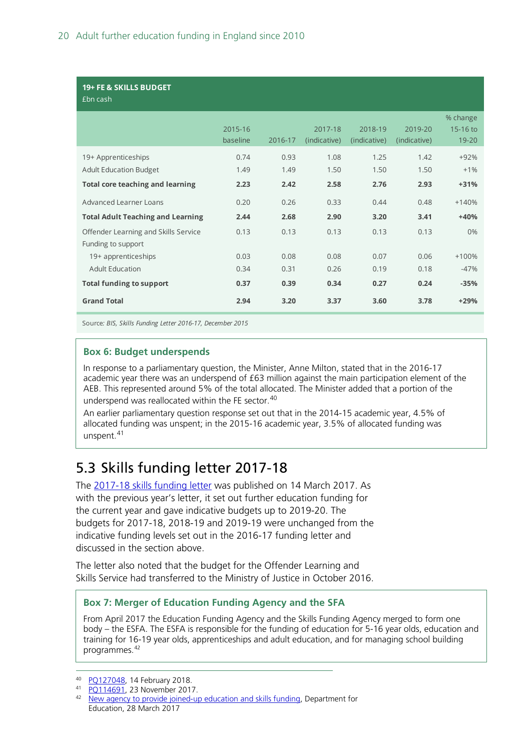**19+ FE & SKILLS BUDGET**
£bn cash

| | 2015-16 baseline | 2016-17 | 2017-18 (indicative) | 2018-19 (indicative) | 2019-20 (indicative) | % change 15-16 to 19-20 |
|---|---|---|---|---|---|---|
| 19+ Apprenticeships | 0.74 | 0.93 | 1.08 | 1.25 | 1.42 | +92% |
| Adult Education Budget | 1.49 | 1.49 | 1.50 | 1.50 | 1.50 | +1% |
| **Total core teaching and learning** | **2.23** | **2.42** | **2.58** | **2.76** | **2.93** | **+31%** |
| Advanced Learner Loans | 0.20 | 0.26 | 0.33 | 0.44 | 0.48 | +140% |
| **Total Adult Teaching and Learning** | **2.44** | **2.68** | **2.90** | **3.20** | **3.41** | **+40%** |
| Offender Learning and Skills Service | 0.13 | 0.13 | 0.13 | 0.13 | 0.13 | 0% |
| Funding to support | | | | | | |
| 19+ apprenticeships | 0.03 | 0.08 | 0.08 | 0.07 | 0.06 | +100% |
| Adult Education | 0.34 | 0.31 | 0.26 | 0.19 | 0.18 | -47% |
| **Total funding to support** | **0.37** | **0.39** | **0.34** | **0.27** | **0.24** | **-35%** |
| **Grand Total** | **2.94** | **3.20** | **3.37** | **3.60** | **3.78** | **+29%** |

Source: *BIS, Skills Funding Letter 2016-17, December 2015*

**Box 6: Budget underspends**

In response to a parliamentary question, the Minister, Anne Milton, stated that in the 2016-17 academic year there was an underspend of £63 million against the main participation element of the AEB. This represented around 5% of the total allocated. The Minister added that a portion of the underspend was reallocated within the FE sector.[40]

An earlier parliamentary question response set out that in the 2014-15 academic year, 4.5% of allocated funding was unspent; in the 2015-16 academic year, 3.5% of allocated funding was unspent.[41]

## 5.3 Skills funding letter 2017-18

The 2017-18 skills funding letter was published on 14 March 2017. As with the previous year's letter, it set out further education funding for the current year and gave indicative budgets up to 2019-20. The budgets for 2017-18, 2018-19 and 2019-19 were unchanged from the indicative funding levels set out in the 2016-17 funding letter and discussed in the section above.

The letter also noted that the budget for the Offender Learning and Skills Service had transferred to the Ministry of Justice in October 2016.

**Box 7: Merger of Education Funding Agency and the SFA**

From April 2017 the Education Funding Agency and the Skills Funding Agency merged to form one body – the ESFA. The ESFA is responsible for the funding of education for 5-16 year olds, education and training for 16-19 year olds, apprenticeships and adult education, and for managing school building programmes.[42]

---

[40] PQ127048, 14 February 2018.
[41] PQ114691, 23 November 2017.
[42] New agency to provide joined-up education and skills funding, Department for Education, 28 March 2017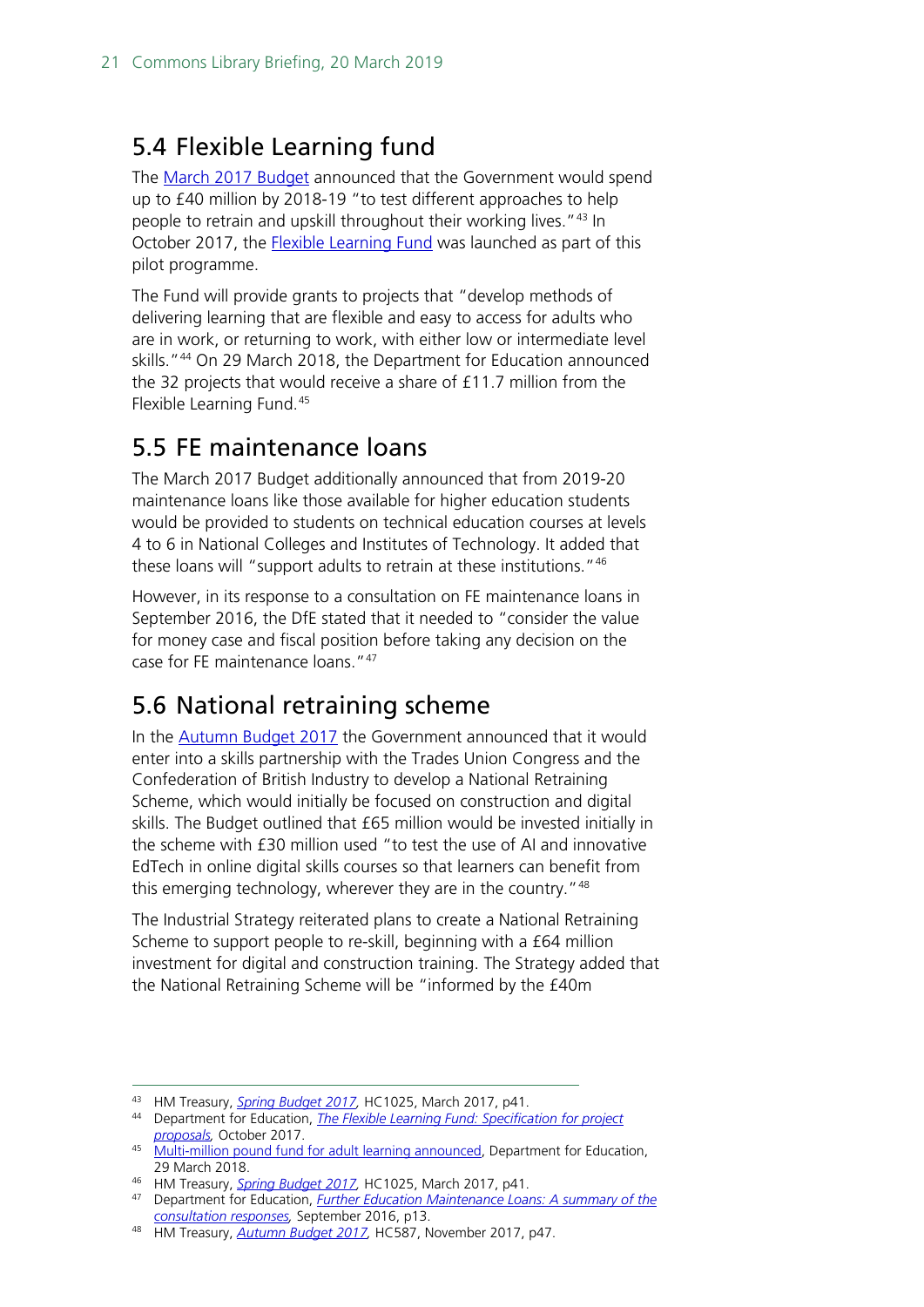## 5.4 Flexible Learning fund

The [March 2017 Budget](#) announced that the Government would spend up to £40 million by 2018-19 "to test different approaches to help people to retrain and upskill throughout their working lives."[43] In October 2017, the [Flexible Learning Fund](#) was launched as part of this pilot programme.

The Fund will provide grants to projects that "develop methods of delivering learning that are flexible and easy to access for adults who are in work, or returning to work, with either low or intermediate level skills."[44] On 29 March 2018, the Department for Education announced the 32 projects that would receive a share of £11.7 million from the Flexible Learning Fund.[45]

## 5.5 FE maintenance loans

The March 2017 Budget additionally announced that from 2019-20 maintenance loans like those available for higher education students would be provided to students on technical education courses at levels 4 to 6 in National Colleges and Institutes of Technology. It added that these loans will "support adults to retrain at these institutions."[46]

However, in its response to a consultation on FE maintenance loans in September 2016, the DfE stated that it needed to "consider the value for money case and fiscal position before taking any decision on the case for FE maintenance loans."[47]

## 5.6 National retraining scheme

In the [Autumn Budget 2017](#) the Government announced that it would enter into a skills partnership with the Trades Union Congress and the Confederation of British Industry to develop a National Retraining Scheme, which would initially be focused on construction and digital skills. The Budget outlined that £65 million would be invested initially in the scheme with £30 million used "to test the use of AI and innovative EdTech in online digital skills courses so that learners can benefit from this emerging technology, wherever they are in the country."[48]

The Industrial Strategy reiterated plans to create a National Retraining Scheme to support people to re-skill, beginning with a £64 million investment for digital and construction training. The Strategy added that the National Retraining Scheme will be "informed by the £40m

---

43 HM Treasury, *Spring Budget 2017*, HC1025, March 2017, p41.

44 Department for Education, *The Flexible Learning Fund: Specification for project proposals*, October 2017.

45 Multi-million pound fund for adult learning announced, Department for Education, 29 March 2018.

46 HM Treasury, *Spring Budget 2017*, HC1025, March 2017, p41.

47 Department for Education, *Further Education Maintenance Loans: A summary of the consultation responses*, September 2016, p13.

48 HM Treasury, *Autumn Budget 2017*, HC587, November 2017, p47.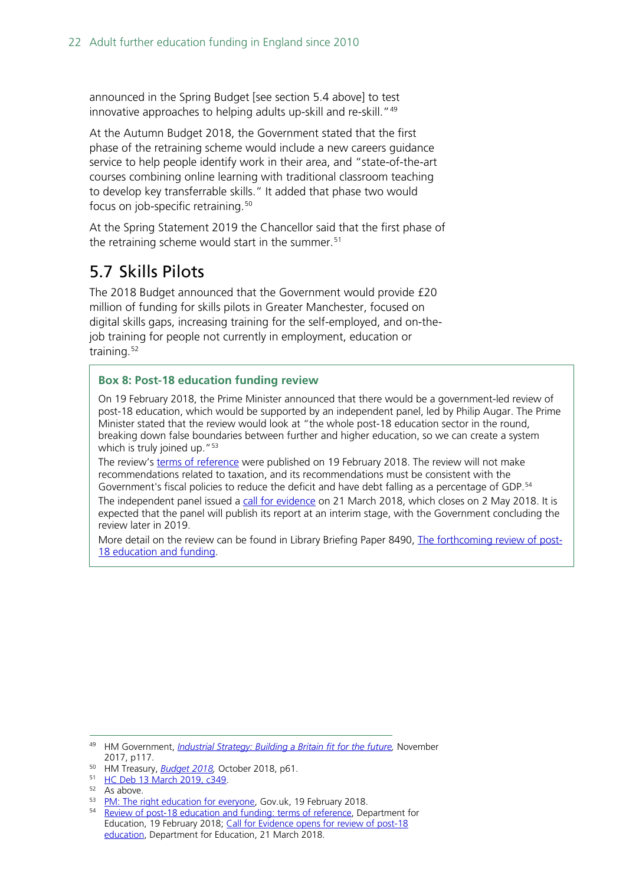announced in the Spring Budget [see section 5.4 above] to test innovative approaches to helping adults up-skill and re-skill."[49]

At the Autumn Budget 2018, the Government stated that the first phase of the retraining scheme would include a new careers guidance service to help people identify work in their area, and "state-of-the-art courses combining online learning with traditional classroom teaching to develop key transferrable skills." It added that phase two would focus on job-specific retraining.[50]

At the Spring Statement 2019 the Chancellor said that the first phase of the retraining scheme would start in the summer.[51]

## 5.7 Skills Pilots

The 2018 Budget announced that the Government would provide £20 million of funding for skills pilots in Greater Manchester, focused on digital skills gaps, increasing training for the self-employed, and on-the-job training for people not currently in employment, education or training.[52]

> **Box 8: Post-18 education funding review**
>
> On 19 February 2018, the Prime Minister announced that there would be a government-led review of post-18 education, which would be supported by an independent panel, led by Philip Augar. The Prime Minister stated that the review would look at "the whole post-18 education sector in the round, breaking down false boundaries between further and higher education, so we can create a system which is truly joined up."[53]
>
> The review's terms of reference were published on 19 February 2018. The review will not make recommendations related to taxation, and its recommendations must be consistent with the Government's fiscal policies to reduce the deficit and have debt falling as a percentage of GDP.[54]
>
> The independent panel issued a call for evidence on 21 March 2018, which closes on 2 May 2018. It is expected that the panel will publish its report at an interim stage, with the Government concluding the review later in 2019.
>
> More detail on the review can be found in Library Briefing Paper 8490, The forthcoming review of post-18 education and funding.

---

[49] HM Government, *Industrial Strategy: Building a Britain fit for the future,* November 2017, p117.

[50] HM Treasury, *Budget 2018,* October 2018, p61.

[51] HC Deb 13 March 2019, c349.

[52] As above.

[53] PM: The right education for everyone, Gov.uk, 19 February 2018.

[54] Review of post-18 education and funding: terms of reference, Department for Education, 19 February 2018; Call for Evidence opens for review of post-18 education, Department for Education, 21 March 2018.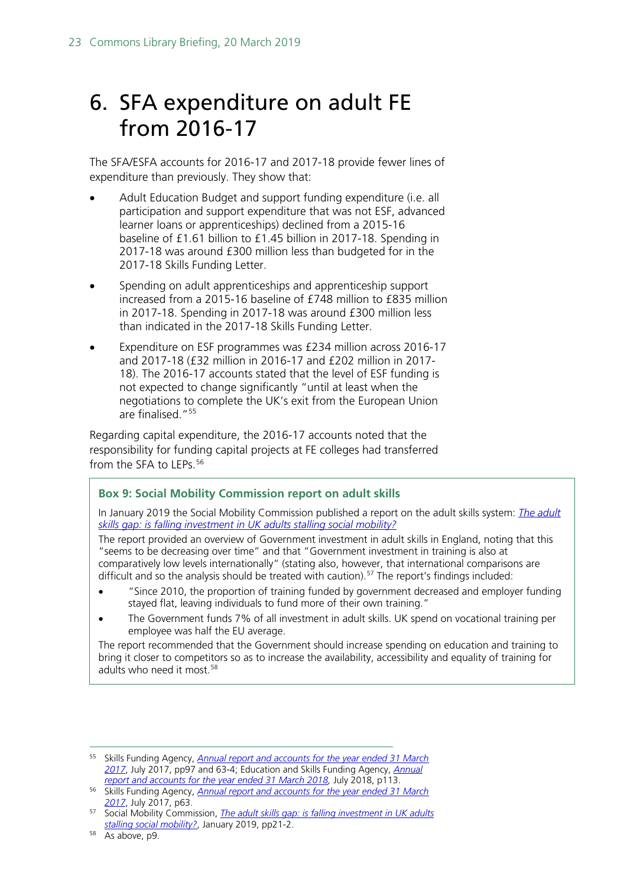# 6. SFA expenditure on adult FE from 2016-17

The SFA/ESFA accounts for 2016-17 and 2017-18 provide fewer lines of expenditure than previously. They show that:

- Adult Education Budget and support funding expenditure (i.e. all participation and support expenditure that was not ESF, advanced learner loans or apprenticeships) declined from a 2015-16 baseline of £1.61 billion to £1.45 billion in 2017-18. Spending in 2017-18 was around £300 million less than budgeted for in the 2017-18 Skills Funding Letter.
- Spending on adult apprenticeships and apprenticeship support increased from a 2015-16 baseline of £748 million to £835 million in 2017-18. Spending in 2017-18 was around £300 million less than indicated in the 2017-18 Skills Funding Letter.
- Expenditure on ESF programmes was £234 million across 2016-17 and 2017-18 (£32 million in 2016-17 and £202 million in 2017-18). The 2016-17 accounts stated that the level of ESF funding is not expected to change significantly "until at least when the negotiations to complete the UK's exit from the European Union are finalised."[55]

Regarding capital expenditure, the 2016-17 accounts noted that the responsibility for funding capital projects at FE colleges had transferred from the SFA to LEPs.[56]

### Box 9: Social Mobility Commission report on adult skills

In January 2019 the Social Mobility Commission published a report on the adult skills system: *The adult skills gap: is falling investment in UK adults stalling social mobility?*

The report provided an overview of Government investment in adult skills in England, noting that this "seems to be decreasing over time" and that "Government investment in training is also at comparatively low levels internationally" (stating also, however, that international comparisons are difficult and so the analysis should be treated with caution).[57] The report's findings included:

- "Since 2010, the proportion of training funded by government decreased and employer funding stayed flat, leaving individuals to fund more of their own training."
- The Government funds 7% of all investment in adult skills. UK spend on vocational training per employee was half the EU average.

The report recommended that the Government should increase spending on education and training to bring it closer to competitors so as to increase the availability, accessibility and equality of training for adults who need it most.[58]

---

[55] Skills Funding Agency, *Annual report and accounts for the year ended 31 March 2017*, July 2017, pp97 and 63-4; Education and Skills Funding Agency, *Annual report and accounts for the year ended 31 March 2018,* July 2018, p113.

[56] Skills Funding Agency, *Annual report and accounts for the year ended 31 March 2017*, July 2017, p63.

[57] Social Mobility Commission, *The adult skills gap: is falling investment in UK adults stalling social mobility?*, January 2019, pp21-2.

[58] As above, p9.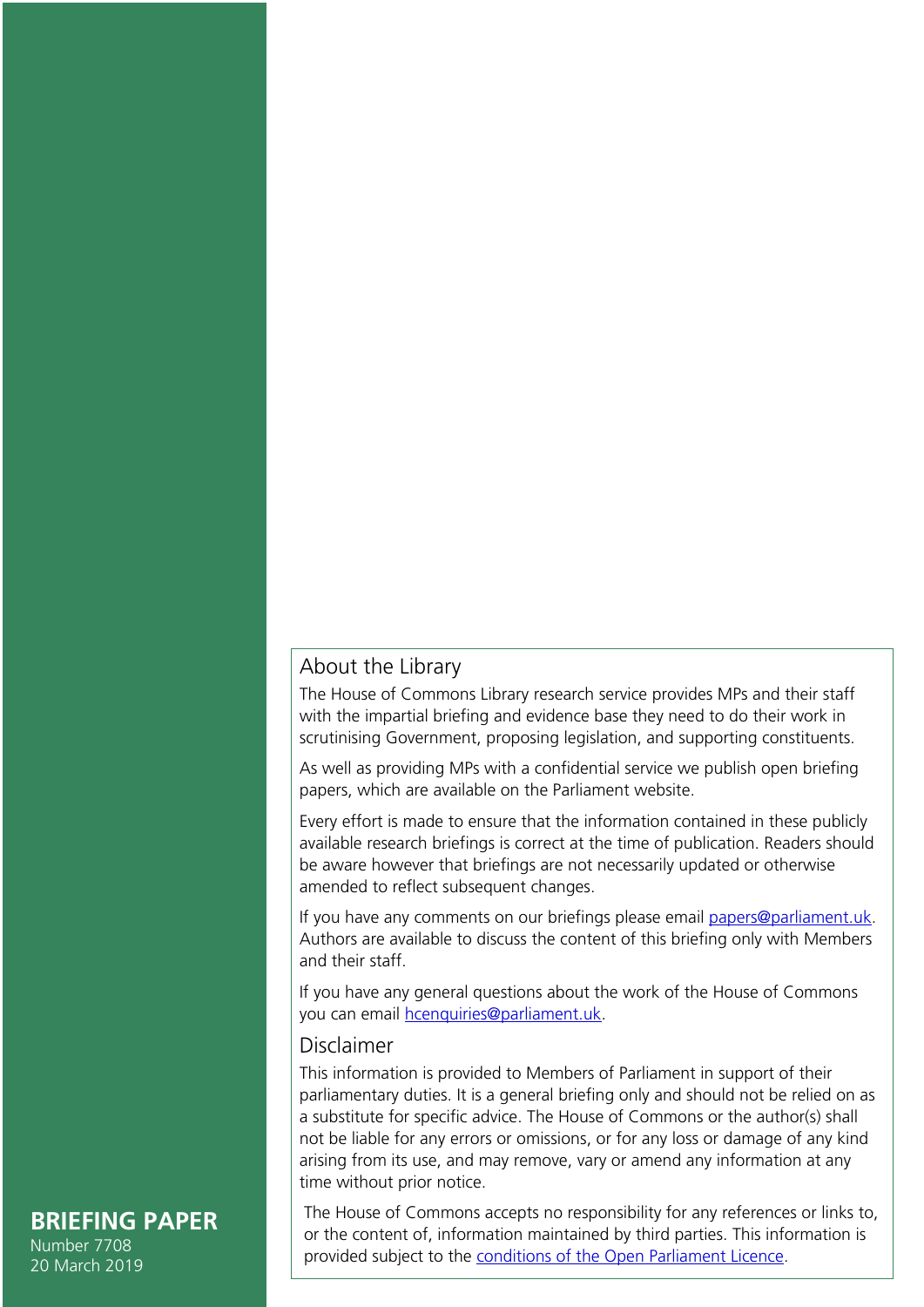## About the Library

The House of Commons Library research service provides MPs and their staff with the impartial briefing and evidence base they need to do their work in scrutinising Government, proposing legislation, and supporting constituents.

As well as providing MPs with a confidential service we publish open briefing papers, which are available on the Parliament website.

Every effort is made to ensure that the information contained in these publicly available research briefings is correct at the time of publication. Readers should be aware however that briefings are not necessarily updated or otherwise amended to reflect subsequent changes.

If you have any comments on our briefings please email papers@parliament.uk. Authors are available to discuss the content of this briefing only with Members and their staff.

If you have any general questions about the work of the House of Commons you can email hcenquiries@parliament.uk.

## Disclaimer

This information is provided to Members of Parliament in support of their parliamentary duties. It is a general briefing only and should not be relied on as a substitute for specific advice. The House of Commons or the author(s) shall not be liable for any errors or omissions, or for any loss or damage of any kind arising from its use, and may remove, vary or amend any information at any time without prior notice.

The House of Commons accepts no responsibility for any references or links to, or the content of, information maintained by third parties. This information is provided subject to the conditions of the Open Parliament Licence.

**BRIEFING PAPER**

Number 7708

20 March 2019